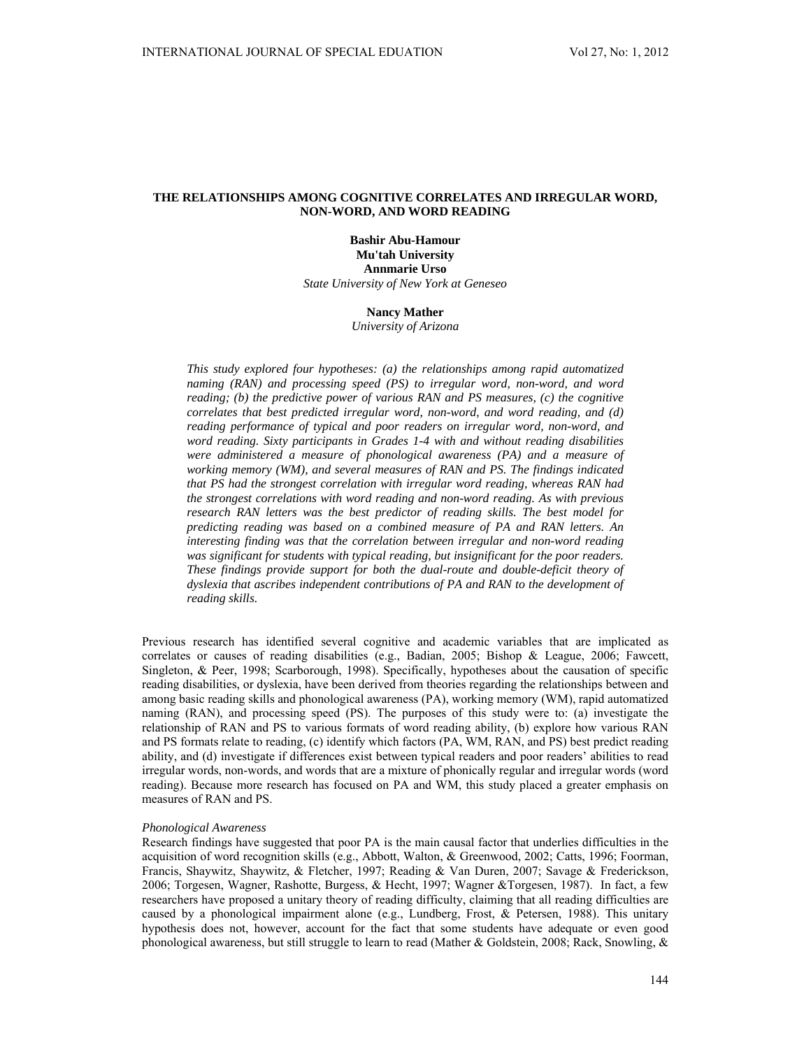# THE RELATIONSHIPS AMONG COGNITIVE CORRELATES AND IRREGULAR WORD, NON-WORD, AND WORD READING

**Bashir Abu-Hamour**
**Mu'tah University**
**Annmarie Urso**
*State University of New York at Geneseo*

**Nancy Mather**
*University of Arizona*

*This study explored four hypotheses: (a) the relationships among rapid automatized naming (RAN) and processing speed (PS) to irregular word, non-word, and word reading; (b) the predictive power of various RAN and PS measures, (c) the cognitive correlates that best predicted irregular word, non-word, and word reading, and (d) reading performance of typical and poor readers on irregular word, non-word, and word reading. Sixty participants in Grades 1-4 with and without reading disabilities were administered a measure of phonological awareness (PA) and a measure of working memory (WM), and several measures of RAN and PS. The findings indicated that PS had the strongest correlation with irregular word reading, whereas RAN had the strongest correlations with word reading and non-word reading. As with previous research RAN letters was the best predictor of reading skills. The best model for predicting reading was based on a combined measure of PA and RAN letters. An interesting finding was that the correlation between irregular and non-word reading was significant for students with typical reading, but insignificant for the poor readers. These findings provide support for both the dual-route and double-deficit theory of dyslexia that ascribes independent contributions of PA and RAN to the development of reading skills.*

Previous research has identified several cognitive and academic variables that are implicated as correlates or causes of reading disabilities (e.g., Badian, 2005; Bishop & League, 2006; Fawcett, Singleton, & Peer, 1998; Scarborough, 1998). Specifically, hypotheses about the causation of specific reading disabilities, or dyslexia, have been derived from theories regarding the relationships between and among basic reading skills and phonological awareness (PA), working memory (WM), rapid automatized naming (RAN), and processing speed (PS). The purposes of this study were to: (a) investigate the relationship of RAN and PS to various formats of word reading ability, (b) explore how various RAN and PS formats relate to reading, (c) identify which factors (PA, WM, RAN, and PS) best predict reading ability, and (d) investigate if differences exist between typical readers and poor readers' abilities to read irregular words, non-words, and words that are a mixture of phonically regular and irregular words (word reading). Because more research has focused on PA and WM, this study placed a greater emphasis on measures of RAN and PS.

### *Phonological Awareness*

Research findings have suggested that poor PA is the main causal factor that underlies difficulties in the acquisition of word recognition skills (e.g., Abbott, Walton, & Greenwood, 2002; Catts, 1996; Foorman, Francis, Shaywitz, Shaywitz, & Fletcher, 1997; Reading & Van Duren, 2007; Savage & Frederickson, 2006; Torgesen, Wagner, Rashotte, Burgess, & Hecht, 1997; Wagner &Torgesen, 1987). In fact, a few researchers have proposed a unitary theory of reading difficulty, claiming that all reading difficulties are caused by a phonological impairment alone (e.g., Lundberg, Frost, & Petersen, 1988). This unitary hypothesis does not, however, account for the fact that some students have adequate or even good phonological awareness, but still struggle to learn to read (Mather & Goldstein, 2008; Rack, Snowling, &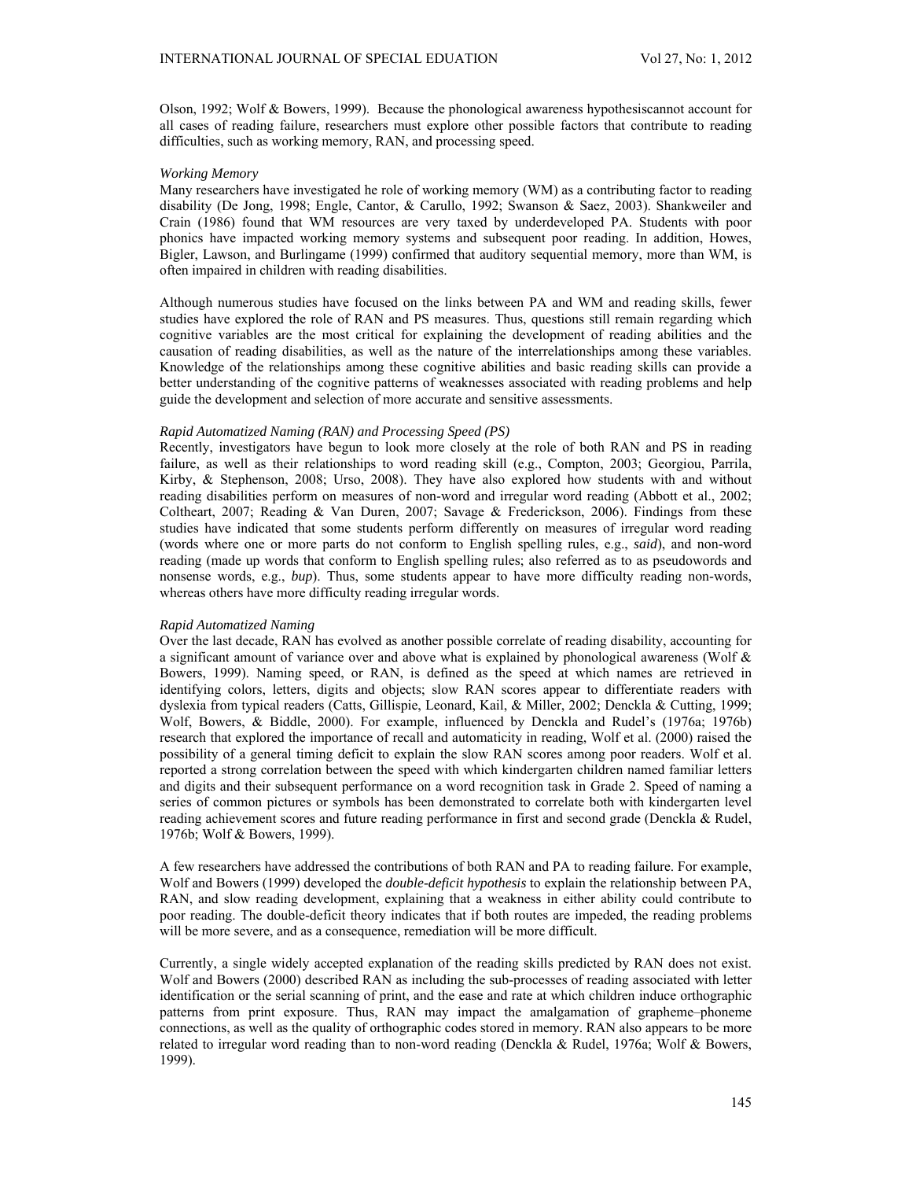Olson, 1992; Wolf & Bowers, 1999). Because the phonological awareness hypothesiscannot account for all cases of reading failure, researchers must explore other possible factors that contribute to reading difficulties, such as working memory, RAN, and processing speed.

### *Working Memory*

Many researchers have investigated he role of working memory (WM) as a contributing factor to reading disability (De Jong, 1998; Engle, Cantor, & Carullo, 1992; Swanson & Saez, 2003). Shankweiler and Crain (1986) found that WM resources are very taxed by underdeveloped PA. Students with poor phonics have impacted working memory systems and subsequent poor reading. In addition, Howes, Bigler, Lawson, and Burlingame (1999) confirmed that auditory sequential memory, more than WM, is often impaired in children with reading disabilities.

Although numerous studies have focused on the links between PA and WM and reading skills, fewer studies have explored the role of RAN and PS measures. Thus, questions still remain regarding which cognitive variables are the most critical for explaining the development of reading abilities and the causation of reading disabilities, as well as the nature of the interrelationships among these variables. Knowledge of the relationships among these cognitive abilities and basic reading skills can provide a better understanding of the cognitive patterns of weaknesses associated with reading problems and help guide the development and selection of more accurate and sensitive assessments.

### *Rapid Automatized Naming (RAN) and Processing Speed (PS)*

Recently, investigators have begun to look more closely at the role of both RAN and PS in reading failure, as well as their relationships to word reading skill (e.g., Compton, 2003; Georgiou, Parrila, Kirby, & Stephenson, 2008; Urso, 2008). They have also explored how students with and without reading disabilities perform on measures of non-word and irregular word reading (Abbott et al., 2002; Coltheart, 2007; Reading & Van Duren, 2007; Savage & Frederickson, 2006). Findings from these studies have indicated that some students perform differently on measures of irregular word reading (words where one or more parts do not conform to English spelling rules, e.g., *said*), and non-word reading (made up words that conform to English spelling rules; also referred as to as pseudowords and nonsense words, e.g., *bup*). Thus, some students appear to have more difficulty reading non-words, whereas others have more difficulty reading irregular words.

### *Rapid Automatized Naming*

Over the last decade, RAN has evolved as another possible correlate of reading disability, accounting for a significant amount of variance over and above what is explained by phonological awareness (Wolf & Bowers, 1999). Naming speed, or RAN, is defined as the speed at which names are retrieved in identifying colors, letters, digits and objects; slow RAN scores appear to differentiate readers with dyslexia from typical readers (Catts, Gillispie, Leonard, Kail, & Miller, 2002; Denckla & Cutting, 1999; Wolf, Bowers, & Biddle, 2000). For example, influenced by Denckla and Rudel's (1976a; 1976b) research that explored the importance of recall and automaticity in reading, Wolf et al. (2000) raised the possibility of a general timing deficit to explain the slow RAN scores among poor readers. Wolf et al. reported a strong correlation between the speed with which kindergarten children named familiar letters and digits and their subsequent performance on a word recognition task in Grade 2. Speed of naming a series of common pictures or symbols has been demonstrated to correlate both with kindergarten level reading achievement scores and future reading performance in first and second grade (Denckla & Rudel, 1976b; Wolf & Bowers, 1999).

A few researchers have addressed the contributions of both RAN and PA to reading failure. For example, Wolf and Bowers (1999) developed the *double-deficit hypothesis* to explain the relationship between PA, RAN, and slow reading development, explaining that a weakness in either ability could contribute to poor reading. The double-deficit theory indicates that if both routes are impeded, the reading problems will be more severe, and as a consequence, remediation will be more difficult.

Currently, a single widely accepted explanation of the reading skills predicted by RAN does not exist. Wolf and Bowers (2000) described RAN as including the sub-processes of reading associated with letter identification or the serial scanning of print, and the ease and rate at which children induce orthographic patterns from print exposure. Thus, RAN may impact the amalgamation of grapheme–phoneme connections, as well as the quality of orthographic codes stored in memory. RAN also appears to be more related to irregular word reading than to non-word reading (Denckla & Rudel, 1976a; Wolf & Bowers, 1999).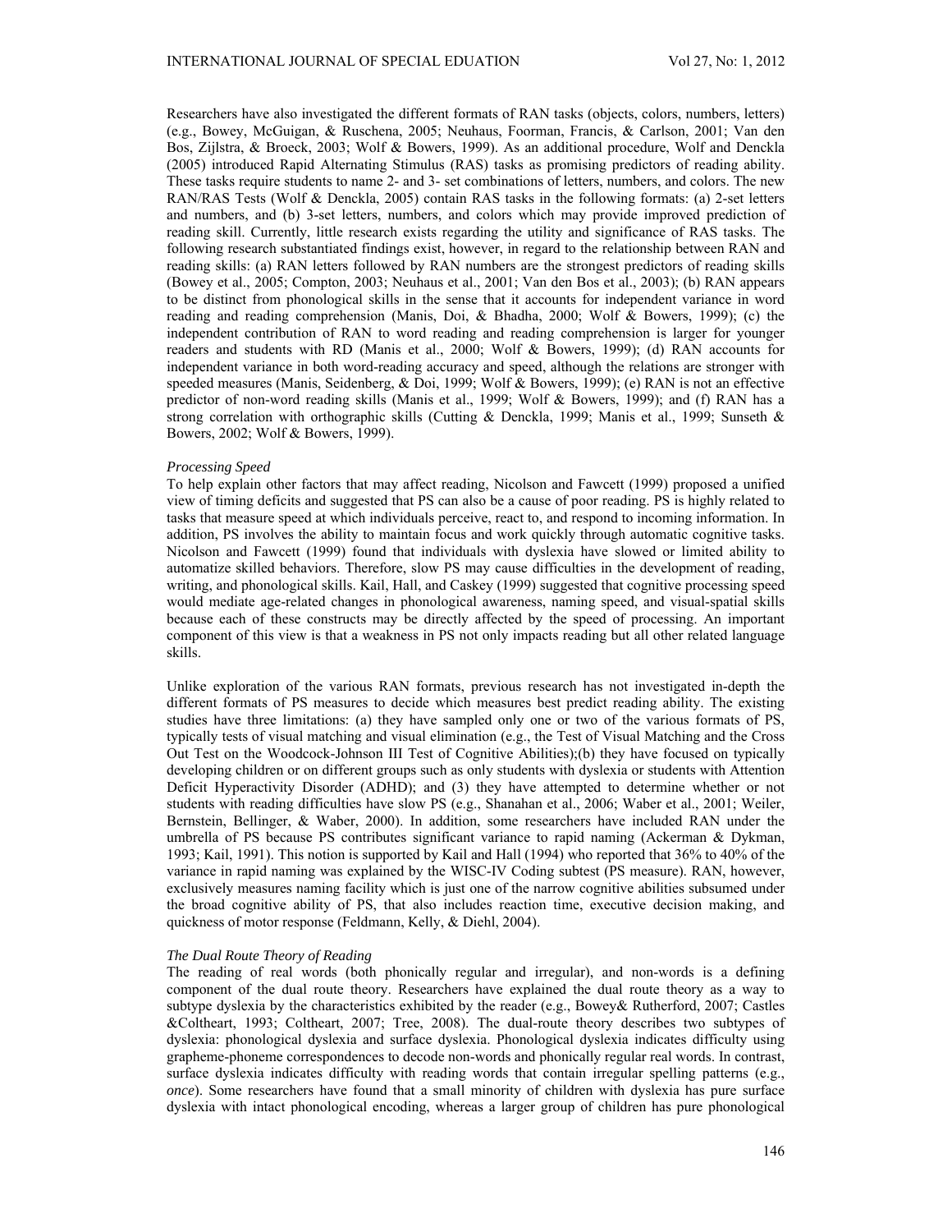Researchers have also investigated the different formats of RAN tasks (objects, colors, numbers, letters) (e.g., Bowey, McGuigan, & Ruschena, 2005; Neuhaus, Foorman, Francis, & Carlson, 2001; Van den Bos, Zijlstra, & Broeck, 2003; Wolf & Bowers, 1999). As an additional procedure, Wolf and Denckla (2005) introduced Rapid Alternating Stimulus (RAS) tasks as promising predictors of reading ability. These tasks require students to name 2- and 3- set combinations of letters, numbers, and colors. The new RAN/RAS Tests (Wolf & Denckla, 2005) contain RAS tasks in the following formats: (a) 2-set letters and numbers, and (b) 3-set letters, numbers, and colors which may provide improved prediction of reading skill. Currently, little research exists regarding the utility and significance of RAS tasks. The following research substantiated findings exist, however, in regard to the relationship between RAN and reading skills: (a) RAN letters followed by RAN numbers are the strongest predictors of reading skills (Bowey et al., 2005; Compton, 2003; Neuhaus et al., 2001; Van den Bos et al., 2003); (b) RAN appears to be distinct from phonological skills in the sense that it accounts for independent variance in word reading and reading comprehension (Manis, Doi, & Bhadha, 2000; Wolf & Bowers, 1999); (c) the independent contribution of RAN to word reading and reading comprehension is larger for younger readers and students with RD (Manis et al., 2000; Wolf & Bowers, 1999); (d) RAN accounts for independent variance in both word-reading accuracy and speed, although the relations are stronger with speeded measures (Manis, Seidenberg, & Doi, 1999; Wolf & Bowers, 1999); (e) RAN is not an effective predictor of non-word reading skills (Manis et al., 1999; Wolf & Bowers, 1999); and (f) RAN has a strong correlation with orthographic skills (Cutting & Denckla, 1999; Manis et al., 1999; Sunseth & Bowers, 2002; Wolf & Bowers, 1999).

*Processing Speed*

To help explain other factors that may affect reading, Nicolson and Fawcett (1999) proposed a unified view of timing deficits and suggested that PS can also be a cause of poor reading. PS is highly related to tasks that measure speed at which individuals perceive, react to, and respond to incoming information. In addition, PS involves the ability to maintain focus and work quickly through automatic cognitive tasks. Nicolson and Fawcett (1999) found that individuals with dyslexia have slowed or limited ability to automatize skilled behaviors. Therefore, slow PS may cause difficulties in the development of reading, writing, and phonological skills. Kail, Hall, and Caskey (1999) suggested that cognitive processing speed would mediate age-related changes in phonological awareness, naming speed, and visual-spatial skills because each of these constructs may be directly affected by the speed of processing. An important component of this view is that a weakness in PS not only impacts reading but all other related language skills.

Unlike exploration of the various RAN formats, previous research has not investigated in-depth the different formats of PS measures to decide which measures best predict reading ability. The existing studies have three limitations: (a) they have sampled only one or two of the various formats of PS, typically tests of visual matching and visual elimination (e.g., the Test of Visual Matching and the Cross Out Test on the Woodcock-Johnson III Test of Cognitive Abilities);(b) they have focused on typically developing children or on different groups such as only students with dyslexia or students with Attention Deficit Hyperactivity Disorder (ADHD); and (3) they have attempted to determine whether or not students with reading difficulties have slow PS (e.g., Shanahan et al., 2006; Waber et al., 2001; Weiler, Bernstein, Bellinger, & Waber, 2000). In addition, some researchers have included RAN under the umbrella of PS because PS contributes significant variance to rapid naming (Ackerman & Dykman, 1993; Kail, 1991). This notion is supported by Kail and Hall (1994) who reported that 36% to 40% of the variance in rapid naming was explained by the WISC-IV Coding subtest (PS measure). RAN, however, exclusively measures naming facility which is just one of the narrow cognitive abilities subsumed under the broad cognitive ability of PS, that also includes reaction time, executive decision making, and quickness of motor response (Feldmann, Kelly, & Diehl, 2004).

*The Dual Route Theory of Reading*

The reading of real words (both phonically regular and irregular), and non-words is a defining component of the dual route theory. Researchers have explained the dual route theory as a way to subtype dyslexia by the characteristics exhibited by the reader (e.g., Bowey& Rutherford, 2007; Castles &Coltheart, 1993; Coltheart, 2007; Tree, 2008). The dual-route theory describes two subtypes of dyslexia: phonological dyslexia and surface dyslexia. Phonological dyslexia indicates difficulty using grapheme-phoneme correspondences to decode non-words and phonically regular real words. In contrast, surface dyslexia indicates difficulty with reading words that contain irregular spelling patterns (e.g., *once*). Some researchers have found that a small minority of children with dyslexia has pure surface dyslexia with intact phonological encoding, whereas a larger group of children has pure phonological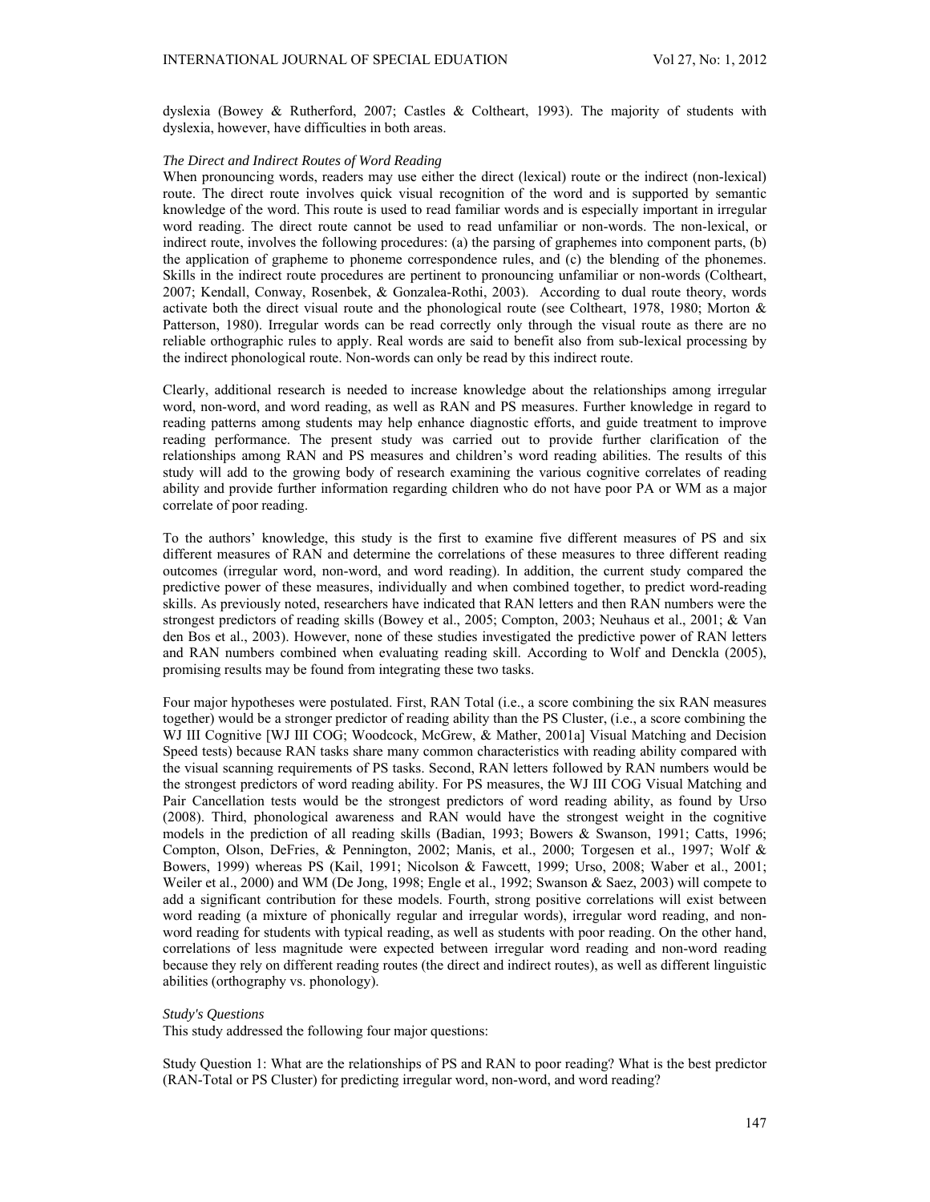dyslexia (Bowey & Rutherford, 2007; Castles & Coltheart, 1993). The majority of students with dyslexia, however, have difficulties in both areas.

*The Direct and Indirect Routes of Word Reading*

When pronouncing words, readers may use either the direct (lexical) route or the indirect (non-lexical) route. The direct route involves quick visual recognition of the word and is supported by semantic knowledge of the word. This route is used to read familiar words and is especially important in irregular word reading. The direct route cannot be used to read unfamiliar or non-words. The non-lexical, or indirect route, involves the following procedures: (a) the parsing of graphemes into component parts, (b) the application of grapheme to phoneme correspondence rules, and (c) the blending of the phonemes. Skills in the indirect route procedures are pertinent to pronouncing unfamiliar or non-words (Coltheart, 2007; Kendall, Conway, Rosenbek, & Gonzalea-Rothi, 2003). According to dual route theory, words activate both the direct visual route and the phonological route (see Coltheart, 1978, 1980; Morton & Patterson, 1980). Irregular words can be read correctly only through the visual route as there are no reliable orthographic rules to apply. Real words are said to benefit also from sub-lexical processing by the indirect phonological route. Non-words can only be read by this indirect route.

Clearly, additional research is needed to increase knowledge about the relationships among irregular word, non-word, and word reading, as well as RAN and PS measures. Further knowledge in regard to reading patterns among students may help enhance diagnostic efforts, and guide treatment to improve reading performance. The present study was carried out to provide further clarification of the relationships among RAN and PS measures and children's word reading abilities. The results of this study will add to the growing body of research examining the various cognitive correlates of reading ability and provide further information regarding children who do not have poor PA or WM as a major correlate of poor reading.

To the authors' knowledge, this study is the first to examine five different measures of PS and six different measures of RAN and determine the correlations of these measures to three different reading outcomes (irregular word, non-word, and word reading). In addition, the current study compared the predictive power of these measures, individually and when combined together, to predict word-reading skills. As previously noted, researchers have indicated that RAN letters and then RAN numbers were the strongest predictors of reading skills (Bowey et al., 2005; Compton, 2003; Neuhaus et al., 2001; & Van den Bos et al., 2003). However, none of these studies investigated the predictive power of RAN letters and RAN numbers combined when evaluating reading skill. According to Wolf and Denckla (2005), promising results may be found from integrating these two tasks.

Four major hypotheses were postulated. First, RAN Total (i.e., a score combining the six RAN measures together) would be a stronger predictor of reading ability than the PS Cluster, (i.e., a score combining the WJ III Cognitive [WJ III COG; Woodcock, McGrew, & Mather, 2001a] Visual Matching and Decision Speed tests) because RAN tasks share many common characteristics with reading ability compared with the visual scanning requirements of PS tasks. Second, RAN letters followed by RAN numbers would be the strongest predictors of word reading ability. For PS measures, the WJ III COG Visual Matching and Pair Cancellation tests would be the strongest predictors of word reading ability, as found by Urso (2008). Third, phonological awareness and RAN would have the strongest weight in the cognitive models in the prediction of all reading skills (Badian, 1993; Bowers & Swanson, 1991; Catts, 1996; Compton, Olson, DeFries, & Pennington, 2002; Manis, et al., 2000; Torgesen et al., 1997; Wolf & Bowers, 1999) whereas PS (Kail, 1991; Nicolson & Fawcett, 1999; Urso, 2008; Waber et al., 2001; Weiler et al., 2000) and WM (De Jong, 1998; Engle et al., 1992; Swanson & Saez, 2003) will compete to add a significant contribution for these models. Fourth, strong positive correlations will exist between word reading (a mixture of phonically regular and irregular words), irregular word reading, and non-word reading for students with typical reading, as well as students with poor reading. On the other hand, correlations of less magnitude were expected between irregular word reading and non-word reading because they rely on different reading routes (the direct and indirect routes), as well as different linguistic abilities (orthography vs. phonology).

*Study's Questions*

This study addressed the following four major questions:

Study Question 1: What are the relationships of PS and RAN to poor reading? What is the best predictor (RAN-Total or PS Cluster) for predicting irregular word, non-word, and word reading?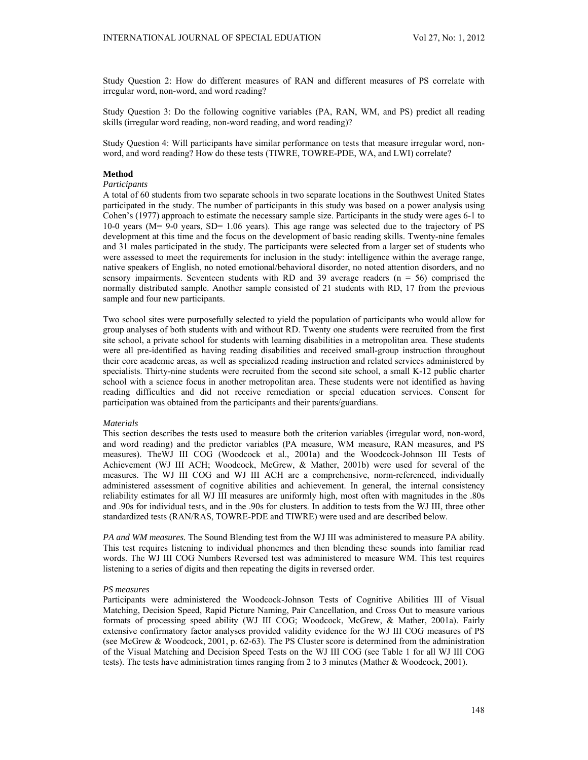Study Question 2: How do different measures of RAN and different measures of PS correlate with irregular word, non-word, and word reading?

Study Question 3: Do the following cognitive variables (PA, RAN, WM, and PS) predict all reading skills (irregular word reading, non-word reading, and word reading)?

Study Question 4: Will participants have similar performance on tests that measure irregular word, non-word, and word reading? How do these tests (TIWRE, TOWRE-PDE, WA, and LWI) correlate?

## Method

### *Participants*

A total of 60 students from two separate schools in two separate locations in the Southwest United States participated in the study. The number of participants in this study was based on a power analysis using Cohen's (1977) approach to estimate the necessary sample size. Participants in the study were ages 6-1 to 10-0 years (M= 9-0 years, SD= 1.06 years). This age range was selected due to the trajectory of PS development at this time and the focus on the development of basic reading skills. Twenty-nine females and 31 males participated in the study. The participants were selected from a larger set of students who were assessed to meet the requirements for inclusion in the study: intelligence within the average range, native speakers of English, no noted emotional/behavioral disorder, no noted attention disorders, and no sensory impairments. Seventeen students with RD and 39 average readers (n = 56) comprised the normally distributed sample. Another sample consisted of 21 students with RD, 17 from the previous sample and four new participants.

Two school sites were purposefully selected to yield the population of participants who would allow for group analyses of both students with and without RD. Twenty one students were recruited from the first site school, a private school for students with learning disabilities in a metropolitan area. These students were all pre-identified as having reading disabilities and received small-group instruction throughout their core academic areas, as well as specialized reading instruction and related services administered by specialists. Thirty-nine students were recruited from the second site school, a small K-12 public charter school with a science focus in another metropolitan area. These students were not identified as having reading difficulties and did not receive remediation or special education services. Consent for participation was obtained from the participants and their parents/guardians.

### *Materials*

This section describes the tests used to measure both the criterion variables (irregular word, non-word, and word reading) and the predictor variables (PA measure, WM measure, RAN measures, and PS measures). TheWJ III COG (Woodcock et al., 2001a) and the Woodcock-Johnson III Tests of Achievement (WJ III ACH; Woodcock, McGrew, & Mather, 2001b) were used for several of the measures. The WJ III COG and WJ III ACH are a comprehensive, norm-referenced, individually administered assessment of cognitive abilities and achievement. In general, the internal consistency reliability estimates for all WJ III measures are uniformly high, most often with magnitudes in the .80s and .90s for individual tests, and in the .90s for clusters. In addition to tests from the WJ III, three other standardized tests (RAN/RAS, TOWRE-PDE and TIWRE) were used and are described below.

*PA and WM measures.* The Sound Blending test from the WJ III was administered to measure PA ability. This test requires listening to individual phonemes and then blending these sounds into familiar read words. The WJ III COG Numbers Reversed test was administered to measure WM. This test requires listening to a series of digits and then repeating the digits in reversed order.

*PS measures*

Participants were administered the Woodcock-Johnson Tests of Cognitive Abilities III of Visual Matching, Decision Speed, Rapid Picture Naming, Pair Cancellation, and Cross Out to measure various formats of processing speed ability (WJ III COG; Woodcock, McGrew, & Mather, 2001a). Fairly extensive confirmatory factor analyses provided validity evidence for the WJ III COG measures of PS (see McGrew & Woodcock, 2001, p. 62-63). The PS Cluster score is determined from the administration of the Visual Matching and Decision Speed Tests on the WJ III COG (see Table 1 for all WJ III COG tests). The tests have administration times ranging from 2 to 3 minutes (Mather & Woodcock, 2001).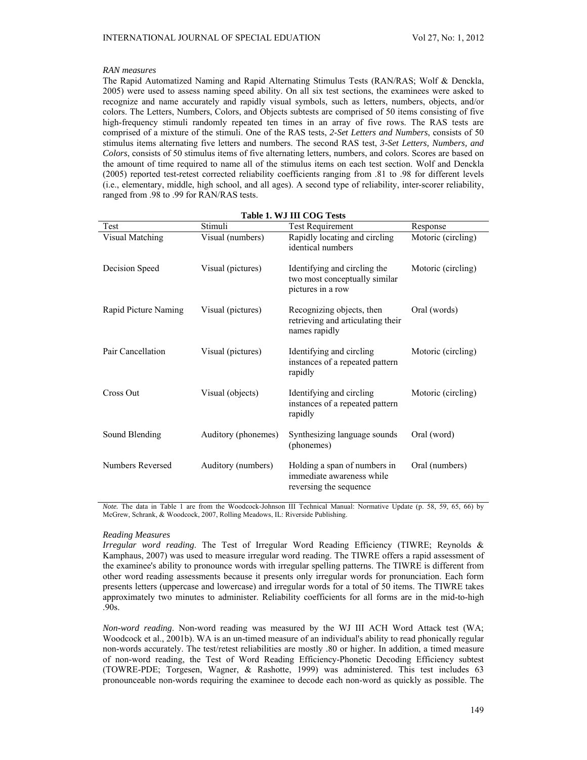*RAN measures*

The Rapid Automatized Naming and Rapid Alternating Stimulus Tests (RAN/RAS; Wolf & Denckla, 2005) were used to assess naming speed ability. On all six test sections, the examinees were asked to recognize and name accurately and rapidly visual symbols, such as letters, numbers, objects, and/or colors. The Letters, Numbers, Colors, and Objects subtests are comprised of 50 items consisting of five high-frequency stimuli randomly repeated ten times in an array of five rows. The RAS tests are comprised of a mixture of the stimuli. One of the RAS tests, *2-Set Letters and Numbers*, consists of 50 stimulus items alternating five letters and numbers. The second RAS test, *3-Set Letters, Numbers, and Colors*, consists of 50 stimulus items of five alternating letters, numbers, and colors. Scores are based on the amount of time required to name all of the stimulus items on each test section. Wolf and Denckla (2005) reported test-retest corrected reliability coefficients ranging from .81 to .98 for different levels (i.e., elementary, middle, high school, and all ages). A second type of reliability, inter-scorer reliability, ranged from .98 to .99 for RAN/RAS tests.

**Table 1. WJ III COG Tests**

| Test | Stimuli | Test Requirement | Response |
|---|---|---|---|
| Visual Matching | Visual (numbers) | Rapidly locating and circling identical numbers | Motoric (circling) |
| Decision Speed | Visual (pictures) | Identifying and circling the two most conceptually similar pictures in a row | Motoric (circling) |
| Rapid Picture Naming | Visual (pictures) | Recognizing objects, then retrieving and articulating their names rapidly | Oral (words) |
| Pair Cancellation | Visual (pictures) | Identifying and circling instances of a repeated pattern rapidly | Motoric (circling) |
| Cross Out | Visual (objects) | Identifying and circling instances of a repeated pattern rapidly | Motoric (circling) |
| Sound Blending | Auditory (phonemes) | Synthesizing language sounds (phonemes) | Oral (word) |
| Numbers Reversed | Auditory (numbers) | Holding a span of numbers in immediate awareness while reversing the sequence | Oral (numbers) |

*Note.* The data in Table 1 are from the Woodcock-Johnson III Technical Manual: Normative Update (p. 58, 59, 65, 66) by McGrew, Schrank, & Woodcock, 2007, Rolling Meadows, IL: Riverside Publishing.

*Reading Measures*

*Irregular word reading*. The Test of Irregular Word Reading Efficiency (TIWRE; Reynolds & Kamphaus, 2007) was used to measure irregular word reading. The TIWRE offers a rapid assessment of the examinee's ability to pronounce words with irregular spelling patterns. The TIWRE is different from other word reading assessments because it presents only irregular words for pronunciation. Each form presents letters (uppercase and lowercase) and irregular words for a total of 50 items. The TIWRE takes approximately two minutes to administer. Reliability coefficients for all forms are in the mid-to-high .90s.

*Non-word reading*. Non-word reading was measured by the WJ III ACH Word Attack test (WA; Woodcock et al., 2001b). WA is an un-timed measure of an individual's ability to read phonically regular non-words accurately. The test/retest reliabilities are mostly .80 or higher. In addition, a timed measure of non-word reading, the Test of Word Reading Efficiency-Phonetic Decoding Efficiency subtest (TOWRE-PDE; Torgesen, Wagner, & Rashotte, 1999) was administered. This test includes 63 pronounceable non-words requiring the examinee to decode each non-word as quickly as possible. The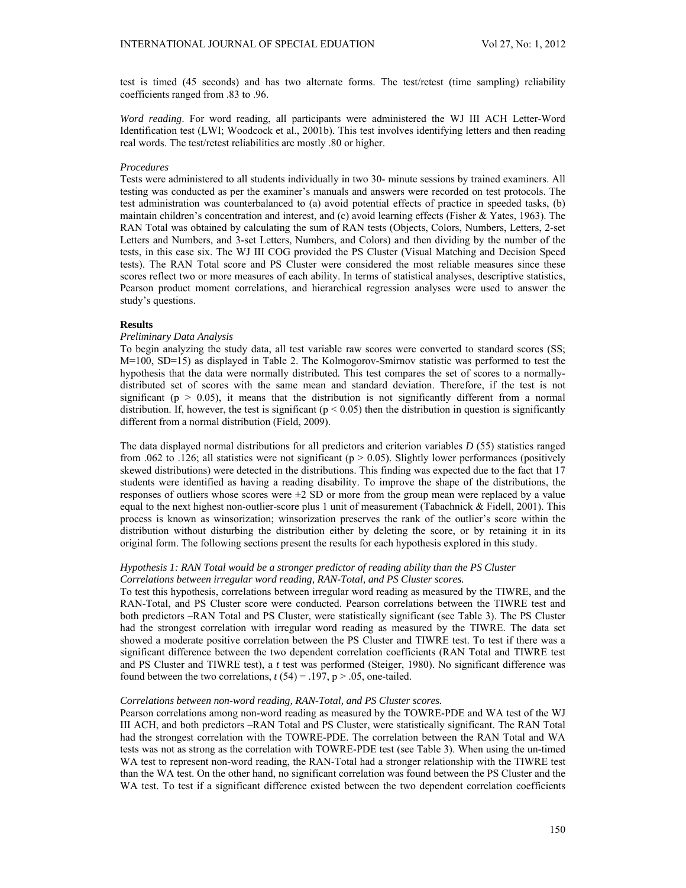test is timed (45 seconds) and has two alternate forms. The test/retest (time sampling) reliability coefficients ranged from .83 to .96.

*Word reading*. For word reading, all participants were administered the WJ III ACH Letter-Word Identification test (LWI; Woodcock et al., 2001b). This test involves identifying letters and then reading real words. The test/retest reliabilities are mostly .80 or higher.

*Procedures*

Tests were administered to all students individually in two 30- minute sessions by trained examiners. All testing was conducted as per the examiner's manuals and answers were recorded on test protocols. The test administration was counterbalanced to (a) avoid potential effects of practice in speeded tasks, (b) maintain children's concentration and interest, and (c) avoid learning effects (Fisher & Yates, 1963). The RAN Total was obtained by calculating the sum of RAN tests (Objects, Colors, Numbers, Letters, 2-set Letters and Numbers, and 3-set Letters, Numbers, and Colors) and then dividing by the number of the tests, in this case six. The WJ III COG provided the PS Cluster (Visual Matching and Decision Speed tests). The RAN Total score and PS Cluster were considered the most reliable measures since these scores reflect two or more measures of each ability. In terms of statistical analyses, descriptive statistics, Pearson product moment correlations, and hierarchical regression analyses were used to answer the study's questions.

**Results**

*Preliminary Data Analysis*

To begin analyzing the study data, all test variable raw scores were converted to standard scores (SS; M=100, SD=15) as displayed in Table 2. The Kolmogorov-Smirnov statistic was performed to test the hypothesis that the data were normally distributed. This test compares the set of scores to a normally-distributed set of scores with the same mean and standard deviation. Therefore, if the test is not significant ($p > 0.05$), it means that the distribution is not significantly different from a normal distribution. If, however, the test is significant ($p < 0.05$) then the distribution in question is significantly different from a normal distribution (Field, 2009).

The data displayed normal distributions for all predictors and criterion variables $D$ (55) statistics ranged from .062 to .126; all statistics were not significant ($p > 0.05$). Slightly lower performances (positively skewed distributions) were detected in the distributions. This finding was expected due to the fact that 17 students were identified as having a reading disability. To improve the shape of the distributions, the responses of outliers whose scores were ±2 SD or more from the group mean were replaced by a value equal to the next highest non-outlier-score plus 1 unit of measurement (Tabachnick & Fidell, 2001). This process is known as winsorization; winsorization preserves the rank of the outlier's score within the distribution without disturbing the distribution either by deleting the score, or by retaining it in its original form. The following sections present the results for each hypothesis explored in this study.

*Hypothesis 1: RAN Total would be a stronger predictor of reading ability than the PS Cluster*

*Correlations between irregular word reading, RAN-Total, and PS Cluster scores.*

To test this hypothesis, correlations between irregular word reading as measured by the TIWRE, and the RAN-Total, and PS Cluster score were conducted. Pearson correlations between the TIWRE test and both predictors –RAN Total and PS Cluster, were statistically significant (see Table 3). The PS Cluster had the strongest correlation with irregular word reading as measured by the TIWRE. The data set showed a moderate positive correlation between the PS Cluster and TIWRE test. To test if there was a significant difference between the two dependent correlation coefficients (RAN Total and TIWRE test and PS Cluster and TIWRE test), a $t$ test was performed (Steiger, 1980). No significant difference was found between the two correlations, $t\,(54) = .197$, $p > .05$, one-tailed.

*Correlations between non-word reading, RAN-Total, and PS Cluster scores.*

Pearson correlations among non-word reading as measured by the TOWRE-PDE and WA test of the WJ III ACH, and both predictors –RAN Total and PS Cluster, were statistically significant. The RAN Total had the strongest correlation with the TOWRE-PDE. The correlation between the RAN Total and WA tests was not as strong as the correlation with TOWRE-PDE test (see Table 3). When using the un-timed WA test to represent non-word reading, the RAN-Total had a stronger relationship with the TIWRE test than the WA test. On the other hand, no significant correlation was found between the PS Cluster and the WA test. To test if a significant difference existed between the two dependent correlation coefficients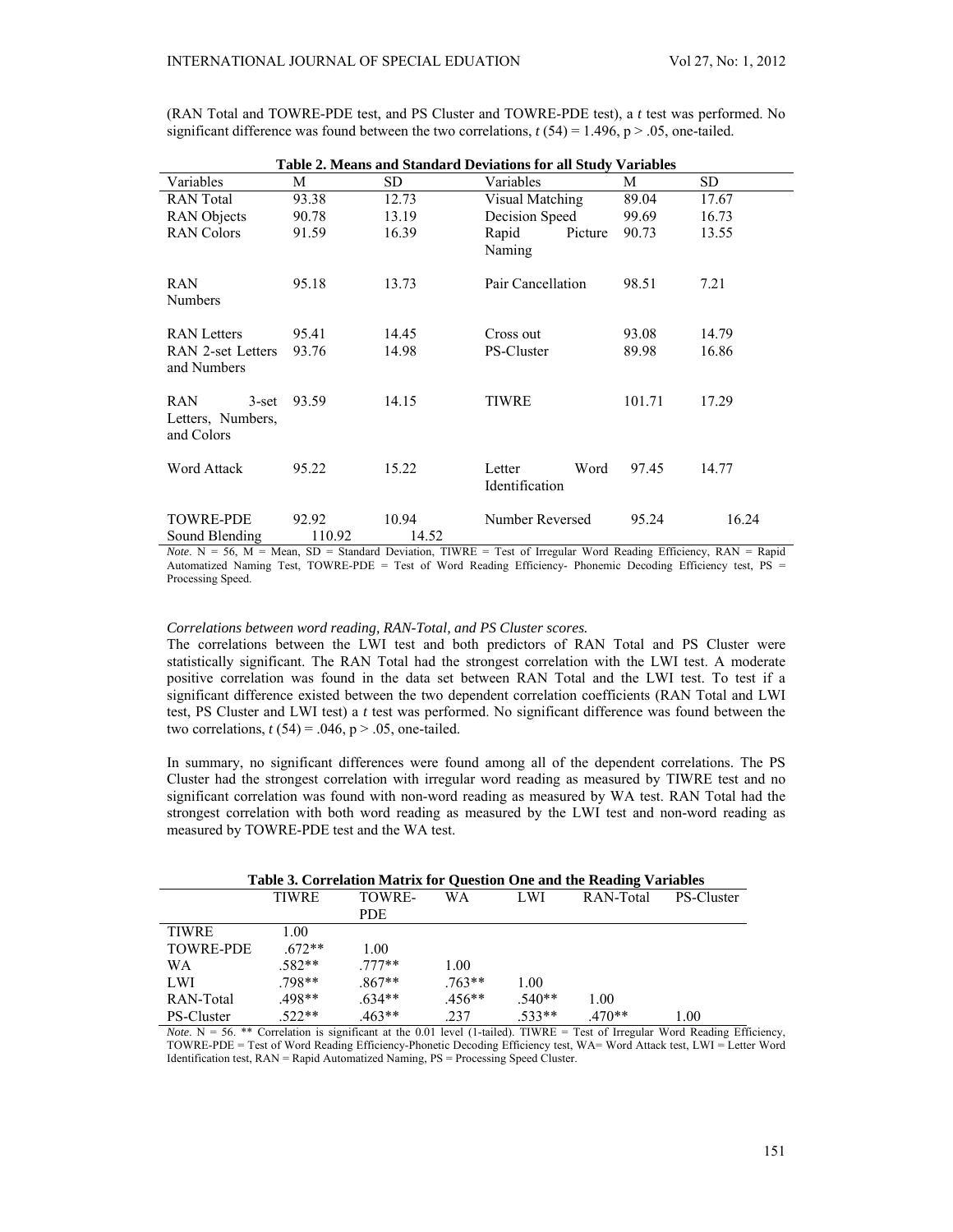(RAN Total and TOWRE-PDE test, and PS Cluster and TOWRE-PDE test), a *t* test was performed. No significant difference was found between the two correlations, $t(54) = 1.496$, $p > .05$, one-tailed.

**Table 2. Means and Standard Deviations for all Study Variables**

| Variables | M | SD | Variables | M | SD |
|---|---|---|---|---|---|
| RAN Total | 93.38 | 12.73 | Visual Matching | 89.04 | 17.67 |
| RAN Objects | 90.78 | 13.19 | Decision Speed | 99.69 | 16.73 |
| RAN Colors | 91.59 | 16.39 | Rapid Picture Naming | 90.73 | 13.55 |
| RAN Numbers | 95.18 | 13.73 | Pair Cancellation | 98.51 | 7.21 |
| RAN Letters | 95.41 | 14.45 | Cross out | 93.08 | 14.79 |
| RAN 2-set Letters and Numbers | 93.76 | 14.98 | PS-Cluster | 89.98 | 16.86 |
| RAN 3-set Letters, Numbers, and Colors | 93.59 | 14.15 | TIWRE | 101.71 | 17.29 |
| Word Attack | 95.22 | 15.22 | Letter Word Identification | 97.45 | 14.77 |
| TOWRE-PDE | 92.92 | 10.94 | Number Reversed | 95.24 | 16.24 |
| Sound Blending | 110.92 | 14.52 | | | |

*Note*. N = 56, M = Mean, SD = Standard Deviation, TIWRE = Test of Irregular Word Reading Efficiency, RAN = Rapid Automatized Naming Test, TOWRE-PDE = Test of Word Reading Efficiency- Phonemic Decoding Efficiency test, PS = Processing Speed.

*Correlations between word reading, RAN-Total, and PS Cluster scores.*

The correlations between the LWI test and both predictors of RAN Total and PS Cluster were statistically significant. The RAN Total had the strongest correlation with the LWI test. A moderate positive correlation was found in the data set between RAN Total and the LWI test. To test if a significant difference existed between the two dependent correlation coefficients (RAN Total and LWI test, PS Cluster and LWI test) a *t* test was performed. No significant difference was found between the two correlations, $t(54) = .046$, $p > .05$, one-tailed.

In summary, no significant differences were found among all of the dependent correlations. The PS Cluster had the strongest correlation with irregular word reading as measured by TIWRE test and no significant correlation was found with non-word reading as measured by WA test. RAN Total had the strongest correlation with both word reading as measured by the LWI test and non-word reading as measured by TOWRE-PDE test and the WA test.

**Table 3. Correlation Matrix for Question One and the Reading Variables**

| | TIWRE | TOWRE-PDE | WA | LWI | RAN-Total | PS-Cluster |
|---|---|---|---|---|---|---|
| TIWRE | 1.00 | | | | | |
| TOWRE-PDE | .672** | 1.00 | | | | |
| WA | .582** | .777** | 1.00 | | | |
| LWI | .798** | .867** | .763** | 1.00 | | |
| RAN-Total | .498** | .634** | .456** | .540** | 1.00 | |
| PS-Cluster | .522** | .463** | .237 | .533** | .470** | 1.00 |

*Note*. N = 56. ** Correlation is significant at the 0.01 level (1-tailed). TIWRE = Test of Irregular Word Reading Efficiency, TOWRE-PDE = Test of Word Reading Efficiency-Phonetic Decoding Efficiency test, WA= Word Attack test, LWI = Letter Word Identification test, RAN = Rapid Automatized Naming, PS = Processing Speed Cluster.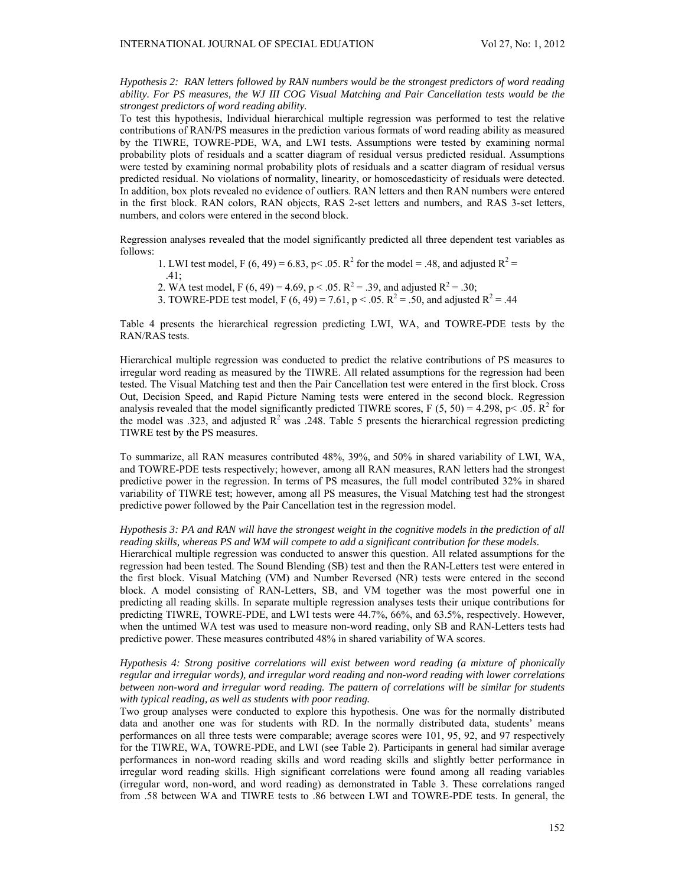*Hypothesis 2: RAN letters followed by RAN numbers would be the strongest predictors of word reading ability. For PS measures, the WJ III COG Visual Matching and Pair Cancellation tests would be the strongest predictors of word reading ability.*

To test this hypothesis, Individual hierarchical multiple regression was performed to test the relative contributions of RAN/PS measures in the prediction various formats of word reading ability as measured by the TIWRE, TOWRE-PDE, WA, and LWI tests. Assumptions were tested by examining normal probability plots of residuals and a scatter diagram of residual versus predicted residual. Assumptions were tested by examining normal probability plots of residuals and a scatter diagram of residual versus predicted residual. No violations of normality, linearity, or homoscedasticity of residuals were detected. In addition, box plots revealed no evidence of outliers. RAN letters and then RAN numbers were entered in the first block. RAN colors, RAN objects, RAS 2-set letters and numbers, and RAS 3-set letters, numbers, and colors were entered in the second block.

Regression analyses revealed that the model significantly predicted all three dependent test variables as follows:

1. LWI test model, $F (6, 49) = 6.83$, $p< .05$. $R^2$ for the model = .48, and adjusted $R^2$ = .41;
2. WA test model, $F (6, 49) = 4.69$, $p < .05$. $R^2 = .39$, and adjusted $R^2 = .30$;
3. TOWRE-PDE test model, $F (6, 49) = 7.61$, $p < .05$. $R^2 = .50$, and adjusted $R^2 = .44$

Table 4 presents the hierarchical regression predicting LWI, WA, and TOWRE-PDE tests by the RAN/RAS tests.

Hierarchical multiple regression was conducted to predict the relative contributions of PS measures to irregular word reading as measured by the TIWRE. All related assumptions for the regression had been tested. The Visual Matching test and then the Pair Cancellation test were entered in the first block. Cross Out, Decision Speed, and Rapid Picture Naming tests were entered in the second block. Regression analysis revealed that the model significantly predicted TIWRE scores, $F (5, 50) = 4.298$, $p< .05$. $R^2$ for the model was .323, and adjusted $R^2$ was .248. Table 5 presents the hierarchical regression predicting TIWRE test by the PS measures.

To summarize, all RAN measures contributed 48%, 39%, and 50% in shared variability of LWI, WA, and TOWRE-PDE tests respectively; however, among all RAN measures, RAN letters had the strongest predictive power in the regression. In terms of PS measures, the full model contributed 32% in shared variability of TIWRE test; however, among all PS measures, the Visual Matching test had the strongest predictive power followed by the Pair Cancellation test in the regression model.

*Hypothesis 3: PA and RAN will have the strongest weight in the cognitive models in the prediction of all reading skills, whereas PS and WM will compete to add a significant contribution for these models.*

Hierarchical multiple regression was conducted to answer this question. All related assumptions for the regression had been tested. The Sound Blending (SB) test and then the RAN-Letters test were entered in the first block. Visual Matching (VM) and Number Reversed (NR) tests were entered in the second block. A model consisting of RAN-Letters, SB, and VM together was the most powerful one in predicting all reading skills. In separate multiple regression analyses tests their unique contributions for predicting TIWRE, TOWRE-PDE, and LWI tests were 44.7%, 66%, and 63.5%, respectively. However, when the untimed WA test was used to measure non-word reading, only SB and RAN-Letters tests had predictive power. These measures contributed 48% in shared variability of WA scores.

*Hypothesis 4: Strong positive correlations will exist between word reading (a mixture of phonically regular and irregular words), and irregular word reading and non-word reading with lower correlations between non-word and irregular word reading. The pattern of correlations will be similar for students with typical reading, as well as students with poor reading.*

Two group analyses were conducted to explore this hypothesis. One was for the normally distributed data and another one was for students with RD. In the normally distributed data, students' means performances on all three tests were comparable; average scores were 101, 95, 92, and 97 respectively for the TIWRE, WA, TOWRE-PDE, and LWI (see Table 2). Participants in general had similar average performances in non-word reading skills and word reading skills and slightly better performance in irregular word reading skills. High significant correlations were found among all reading variables (irregular word, non-word, and word reading) as demonstrated in Table 3. These correlations ranged from .58 between WA and TIWRE tests to .86 between LWI and TOWRE-PDE tests. In general, the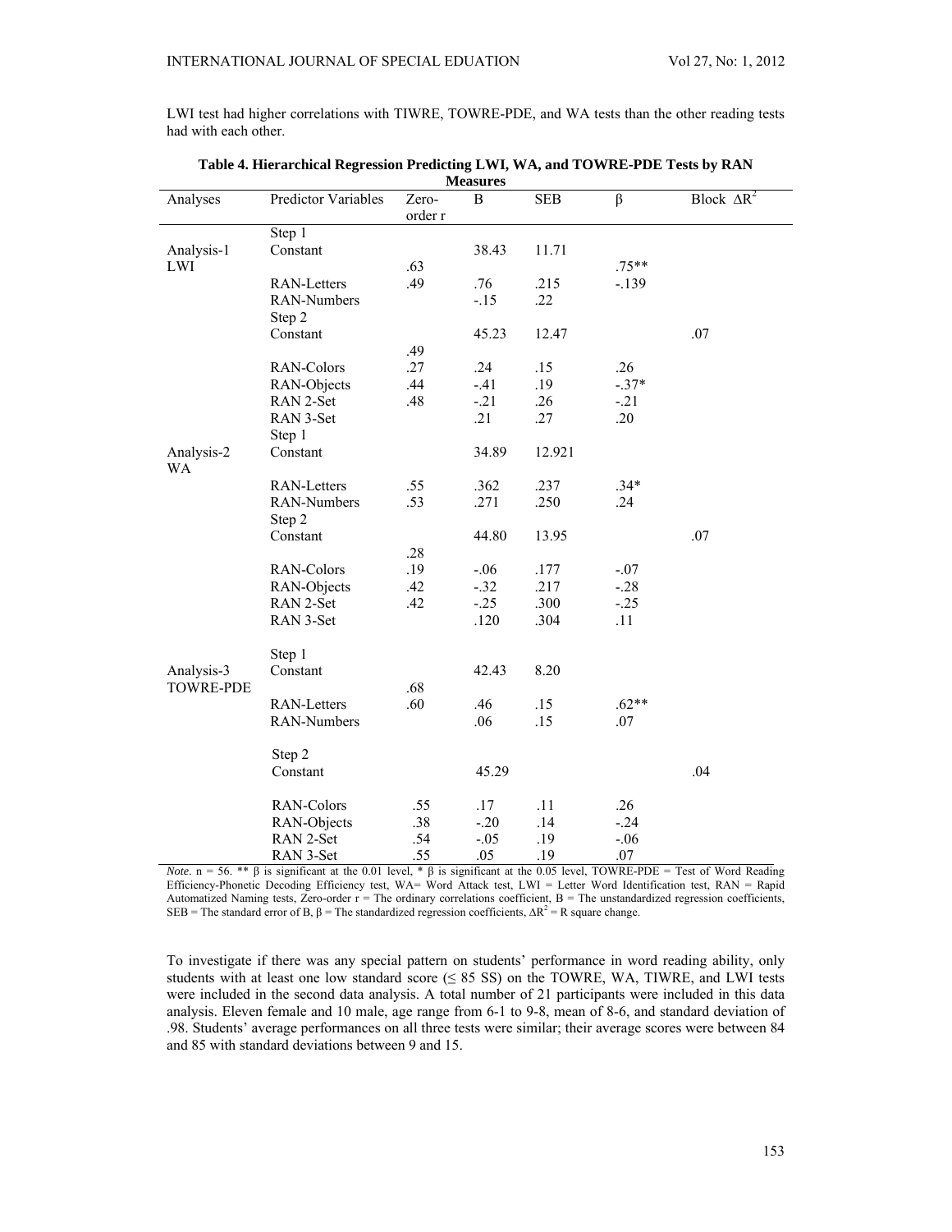LWI test had higher correlations with TIWRE, TOWRE-PDE, and WA tests than the other reading tests had with each other.

**Table 4. Hierarchical Regression Predicting LWI, WA, and TOWRE-PDE Tests by RAN Measures**

| Analyses | Predictor Variables | Zero-order r | B | SEB | β | Block $\Delta R^2$ |
|---|---|---|---|---|---|---|
| | Step 1 | | | | | |
| Analysis-1 | Constant | | 38.43 | 11.71 | | |
| LWI | | .63 | | | .75** | |
| | RAN-Letters | .49 | .76 | .215 | -.139 | |
| | RAN-Numbers | | -.15 | .22 | | |
| | Step 2 | | | | | |
| | Constant | | 45.23 | 12.47 | | .07 |
| | | .49 | | | | |
| | RAN-Colors | .27 | .24 | .15 | .26 | |
| | RAN-Objects | .44 | -.41 | .19 | -.37* | |
| | RAN 2-Set | .48 | -.21 | .26 | -.21 | |
| | RAN 3-Set | | .21 | .27 | .20 | |
| | Step 1 | | | | | |
| Analysis-2 WA | Constant | | 34.89 | 12.921 | | |
| | RAN-Letters | .55 | .362 | .237 | .34* | |
| | RAN-Numbers | .53 | .271 | .250 | .24 | |
| | Step 2 | | | | | |
| | Constant | | 44.80 | 13.95 | | .07 |
| | | .28 | | | | |
| | RAN-Colors | .19 | -.06 | .177 | -.07 | |
| | RAN-Objects | .42 | -.32 | .217 | -.28 | |
| | RAN 2-Set | .42 | -.25 | .300 | -.25 | |
| | RAN 3-Set | | .120 | .304 | .11 | |
| | Step 1 | | | | | |
| Analysis-3 | Constant | | 42.43 | 8.20 | | |
| TOWRE-PDE | | .68 | | | | |
| | RAN-Letters | .60 | .46 | .15 | .62** | |
| | RAN-Numbers | | .06 | .15 | .07 | |
| | Step 2 | | | | | |
| | Constant | | 45.29 | | | .04 |
| | RAN-Colors | .55 | .17 | .11 | .26 | |
| | RAN-Objects | .38 | -.20 | .14 | -.24 | |
| | RAN 2-Set | .54 | -.05 | .19 | -.06 | |
| | RAN 3-Set | .55 | .05 | .19 | .07 | |

*Note*. n = 56. ** β is significant at the 0.01 level, * β is significant at the 0.05 level, TOWRE-PDE = Test of Word Reading Efficiency-Phonetic Decoding Efficiency test, WA= Word Attack test, LWI = Letter Word Identification test, RAN = Rapid Automatized Naming tests, Zero-order r = The ordinary correlations coefficient, B = The unstandardized regression coefficients, SEB = The standard error of B, β = The standardized regression coefficients, $\Delta R^2$ = R square change.

To investigate if there was any special pattern on students' performance in word reading ability, only students with at least one low standard score (≤ 85 SS) on the TOWRE, WA, TIWRE, and LWI tests were included in the second data analysis. A total number of 21 participants were included in this data analysis. Eleven female and 10 male, age range from 6-1 to 9-8, mean of 8-6, and standard deviation of .98. Students' average performances on all three tests were similar; their average scores were between 84 and 85 with standard deviations between 9 and 15.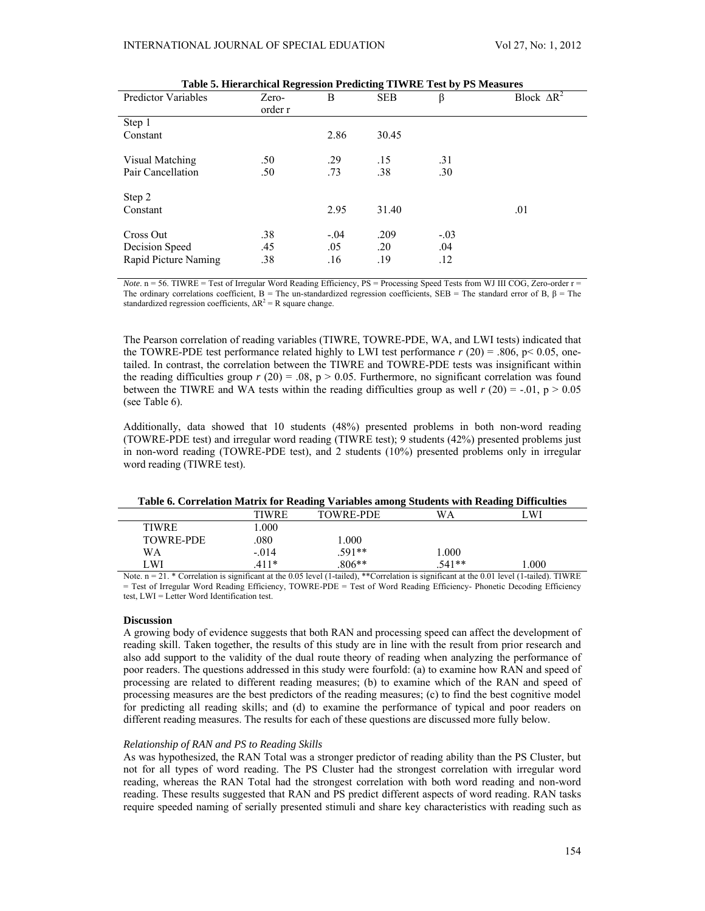**Table 5. Hierarchical Regression Predicting TIWRE Test by PS Measures**

| Predictor Variables | Zero-order r | B | SEB | β | Block $\Delta R^2$ |
|---|---|---|---|---|---|
| Step 1 | | | | | |
| Constant | | 2.86 | 30.45 | | |
| Visual Matching | .50 | .29 | .15 | .31 | |
| Pair Cancellation | .50 | .73 | .38 | .30 | |
| Step 2 | | | | | |
| Constant | | 2.95 | 31.40 | | .01 |
| Cross Out | .38 | -.04 | .209 | -.03 | |
| Decision Speed | .45 | .05 | .20 | .04 | |
| Rapid Picture Naming | .38 | .16 | .19 | .12 | |

*Note*. n = 56. TIWRE = Test of Irregular Word Reading Efficiency, PS = Processing Speed Tests from WJ III COG, Zero-order r = The ordinary correlations coefficient, B = The un-standardized regression coefficients, SEB = The standard error of B, β = The standardized regression coefficients, $\Delta R^2$ = R square change.

The Pearson correlation of reading variables (TIWRE, TOWRE-PDE, WA, and LWI tests) indicated that the TOWRE-PDE test performance related highly to LWI test performance $r$ (20) = .806, p< 0.05, one-tailed. In contrast, the correlation between the TIWRE and TOWRE-PDE tests was insignificant within the reading difficulties group $r$ (20) = .08, p > 0.05. Furthermore, no significant correlation was found between the TIWRE and WA tests within the reading difficulties group as well $r$ (20) = -.01, p > 0.05 (see Table 6).

Additionally, data showed that 10 students (48%) presented problems in both non-word reading (TOWRE-PDE test) and irregular word reading (TIWRE test); 9 students (42%) presented problems just in non-word reading (TOWRE-PDE test), and 2 students (10%) presented problems only in irregular word reading (TIWRE test).

**Table 6. Correlation Matrix for Reading Variables among Students with Reading Difficulties**

| | TIWRE | TOWRE-PDE | WA | LWI |
|---|---|---|---|---|
| TIWRE | 1.000 | | | |
| TOWRE-PDE | .080 | 1.000 | | |
| WA | -.014 | .591** | 1.000 | |
| LWI | .411* | .806** | .541** | 1.000 |

Note. n = 21. * Correlation is significant at the 0.05 level (1-tailed), **Correlation is significant at the 0.01 level (1-tailed). TIWRE = Test of Irregular Word Reading Efficiency, TOWRE-PDE = Test of Word Reading Efficiency- Phonetic Decoding Efficiency test, LWI = Letter Word Identification test.

### Discussion

A growing body of evidence suggests that both RAN and processing speed can affect the development of reading skill. Taken together, the results of this study are in line with the result from prior research and also add support to the validity of the dual route theory of reading when analyzing the performance of poor readers. The questions addressed in this study were fourfold: (a) to examine how RAN and speed of processing are related to different reading measures; (b) to examine which of the RAN and speed of processing measures are the best predictors of the reading measures; (c) to find the best cognitive model for predicting all reading skills; and (d) to examine the performance of typical and poor readers on different reading measures. The results for each of these questions are discussed more fully below.

#### *Relationship of RAN and PS to Reading Skills*

As was hypothesized, the RAN Total was a stronger predictor of reading ability than the PS Cluster, but not for all types of word reading. The PS Cluster had the strongest correlation with irregular word reading, whereas the RAN Total had the strongest correlation with both word reading and non-word reading. These results suggested that RAN and PS predict different aspects of word reading. RAN tasks require speeded naming of serially presented stimuli and share key characteristics with reading such as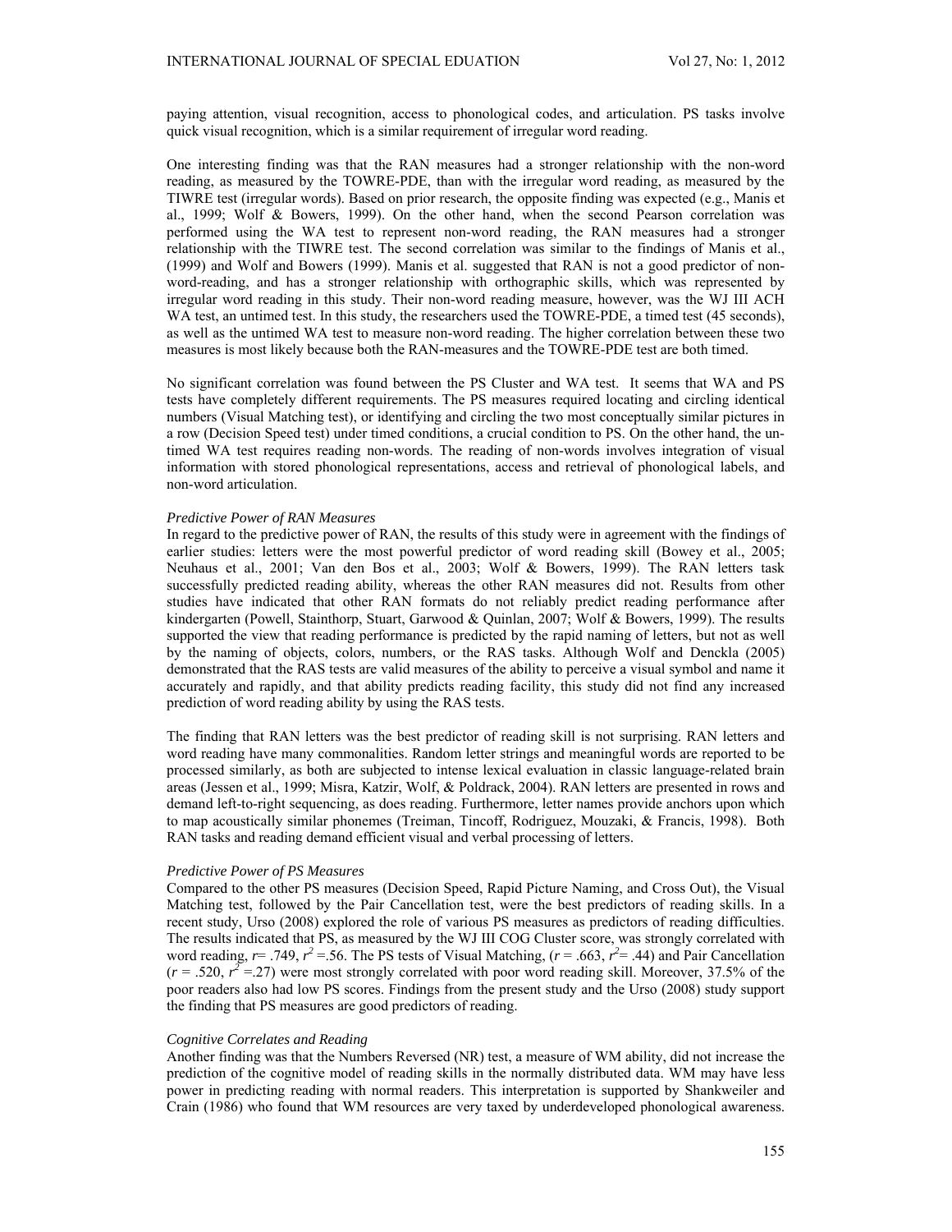paying attention, visual recognition, access to phonological codes, and articulation. PS tasks involve quick visual recognition, which is a similar requirement of irregular word reading.

One interesting finding was that the RAN measures had a stronger relationship with the non-word reading, as measured by the TOWRE-PDE, than with the irregular word reading, as measured by the TIWRE test (irregular words). Based on prior research, the opposite finding was expected (e.g., Manis et al., 1999; Wolf & Bowers, 1999). On the other hand, when the second Pearson correlation was performed using the WA test to represent non-word reading, the RAN measures had a stronger relationship with the TIWRE test. The second correlation was similar to the findings of Manis et al., (1999) and Wolf and Bowers (1999). Manis et al. suggested that RAN is not a good predictor of non-word-reading, and has a stronger relationship with orthographic skills, which was represented by irregular word reading in this study. Their non-word reading measure, however, was the WJ III ACH WA test, an untimed test. In this study, the researchers used the TOWRE-PDE, a timed test (45 seconds), as well as the untimed WA test to measure non-word reading. The higher correlation between these two measures is most likely because both the RAN-measures and the TOWRE-PDE test are both timed.

No significant correlation was found between the PS Cluster and WA test. It seems that WA and PS tests have completely different requirements. The PS measures required locating and circling identical numbers (Visual Matching test), or identifying and circling the two most conceptually similar pictures in a row (Decision Speed test) under timed conditions, a crucial condition to PS. On the other hand, the un-timed WA test requires reading non-words. The reading of non-words involves integration of visual information with stored phonological representations, access and retrieval of phonological labels, and non-word articulation.

*Predictive Power of RAN Measures*

In regard to the predictive power of RAN, the results of this study were in agreement with the findings of earlier studies: letters were the most powerful predictor of word reading skill (Bowey et al., 2005; Neuhaus et al., 2001; Van den Bos et al., 2003; Wolf & Bowers, 1999). The RAN letters task successfully predicted reading ability, whereas the other RAN measures did not. Results from other studies have indicated that other RAN formats do not reliably predict reading performance after kindergarten (Powell, Stainthorp, Stuart, Garwood & Quinlan, 2007; Wolf & Bowers, 1999). The results supported the view that reading performance is predicted by the rapid naming of letters, but not as well by the naming of objects, colors, numbers, or the RAS tasks. Although Wolf and Denckla (2005) demonstrated that the RAS tests are valid measures of the ability to perceive a visual symbol and name it accurately and rapidly, and that ability predicts reading facility, this study did not find any increased prediction of word reading ability by using the RAS tests.

The finding that RAN letters was the best predictor of reading skill is not surprising. RAN letters and word reading have many commonalities. Random letter strings and meaningful words are reported to be processed similarly, as both are subjected to intense lexical evaluation in classic language-related brain areas (Jessen et al., 1999; Misra, Katzir, Wolf, & Poldrack, 2004). RAN letters are presented in rows and demand left-to-right sequencing, as does reading. Furthermore, letter names provide anchors upon which to map acoustically similar phonemes (Treiman, Tincoff, Rodriguez, Mouzaki, & Francis, 1998). Both RAN tasks and reading demand efficient visual and verbal processing of letters.

*Predictive Power of PS Measures*

Compared to the other PS measures (Decision Speed, Rapid Picture Naming, and Cross Out), the Visual Matching test, followed by the Pair Cancellation test, were the best predictors of reading skills. In a recent study, Urso (2008) explored the role of various PS measures as predictors of reading difficulties. The results indicated that PS, as measured by the WJ III COG Cluster score, was strongly correlated with word reading, $r = .749$, $r^2 = .56$. The PS tests of Visual Matching, ($r = .663$, $r^2 = .44$) and Pair Cancellation ($r = .520$, $r^2 = .27$) were most strongly correlated with poor word reading skill. Moreover, 37.5% of the poor readers also had low PS scores. Findings from the present study and the Urso (2008) study support the finding that PS measures are good predictors of reading.

*Cognitive Correlates and Reading*

Another finding was that the Numbers Reversed (NR) test, a measure of WM ability, did not increase the prediction of the cognitive model of reading skills in the normally distributed data. WM may have less power in predicting reading with normal readers. This interpretation is supported by Shankweiler and Crain (1986) who found that WM resources are very taxed by underdeveloped phonological awareness.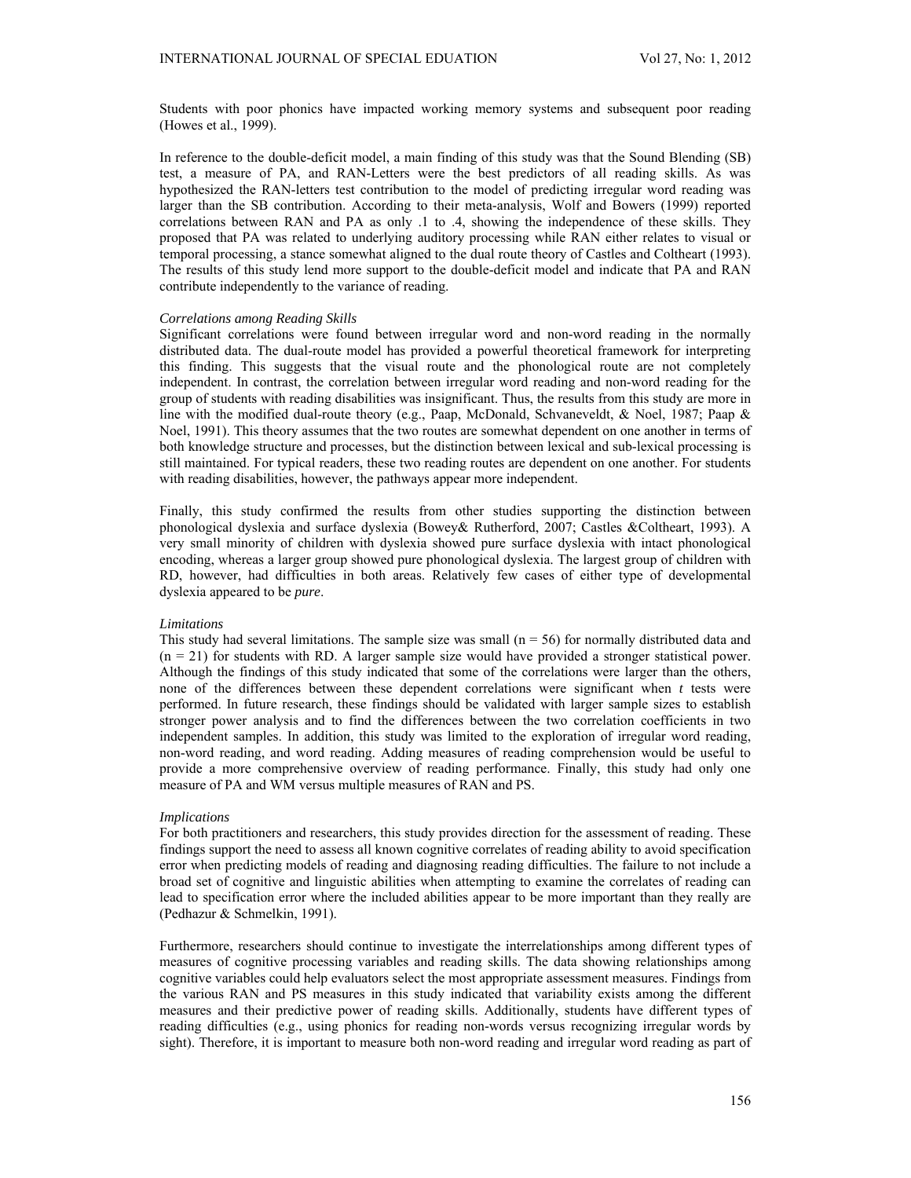Students with poor phonics have impacted working memory systems and subsequent poor reading (Howes et al., 1999).

In reference to the double-deficit model, a main finding of this study was that the Sound Blending (SB) test, a measure of PA, and RAN-Letters were the best predictors of all reading skills. As was hypothesized the RAN-letters test contribution to the model of predicting irregular word reading was larger than the SB contribution. According to their meta-analysis, Wolf and Bowers (1999) reported correlations between RAN and PA as only .1 to .4, showing the independence of these skills. They proposed that PA was related to underlying auditory processing while RAN either relates to visual or temporal processing, a stance somewhat aligned to the dual route theory of Castles and Coltheart (1993). The results of this study lend more support to the double-deficit model and indicate that PA and RAN contribute independently to the variance of reading.

*Correlations among Reading Skills*

Significant correlations were found between irregular word and non-word reading in the normally distributed data. The dual-route model has provided a powerful theoretical framework for interpreting this finding. This suggests that the visual route and the phonological route are not completely independent. In contrast, the correlation between irregular word reading and non-word reading for the group of students with reading disabilities was insignificant. Thus, the results from this study are more in line with the modified dual-route theory (e.g., Paap, McDonald, Schvaneveldt, & Noel, 1987; Paap & Noel, 1991). This theory assumes that the two routes are somewhat dependent on one another in terms of both knowledge structure and processes, but the distinction between lexical and sub-lexical processing is still maintained. For typical readers, these two reading routes are dependent on one another. For students with reading disabilities, however, the pathways appear more independent.

Finally, this study confirmed the results from other studies supporting the distinction between phonological dyslexia and surface dyslexia (Bowey& Rutherford, 2007; Castles &Coltheart, 1993). A very small minority of children with dyslexia showed pure surface dyslexia with intact phonological encoding, whereas a larger group showed pure phonological dyslexia. The largest group of children with RD, however, had difficulties in both areas. Relatively few cases of either type of developmental dyslexia appeared to be *pure*.

*Limitations*

This study had several limitations. The sample size was small ($n = 56$) for normally distributed data and ($n = 21$) for students with RD. A larger sample size would have provided a stronger statistical power. Although the findings of this study indicated that some of the correlations were larger than the others, none of the differences between these dependent correlations were significant when *t* tests were performed. In future research, these findings should be validated with larger sample sizes to establish stronger power analysis and to find the differences between the two correlation coefficients in two independent samples. In addition, this study was limited to the exploration of irregular word reading, non-word reading, and word reading. Adding measures of reading comprehension would be useful to provide a more comprehensive overview of reading performance. Finally, this study had only one measure of PA and WM versus multiple measures of RAN and PS.

*Implications*

For both practitioners and researchers, this study provides direction for the assessment of reading. These findings support the need to assess all known cognitive correlates of reading ability to avoid specification error when predicting models of reading and diagnosing reading difficulties. The failure to not include a broad set of cognitive and linguistic abilities when attempting to examine the correlates of reading can lead to specification error where the included abilities appear to be more important than they really are (Pedhazur & Schmelkin, 1991).

Furthermore, researchers should continue to investigate the interrelationships among different types of measures of cognitive processing variables and reading skills. The data showing relationships among cognitive variables could help evaluators select the most appropriate assessment measures. Findings from the various RAN and PS measures in this study indicated that variability exists among the different measures and their predictive power of reading skills. Additionally, students have different types of reading difficulties (e.g., using phonics for reading non-words versus recognizing irregular words by sight). Therefore, it is important to measure both non-word reading and irregular word reading as part of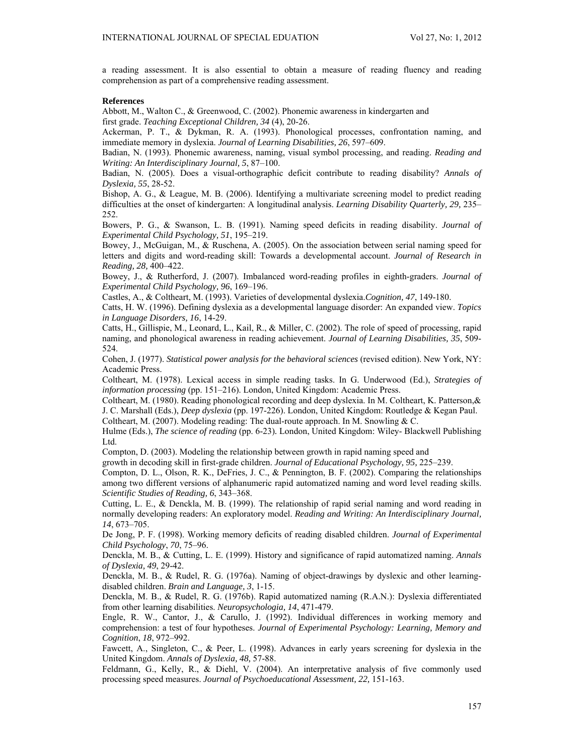a reading assessment. It is also essential to obtain a measure of reading fluency and reading comprehension as part of a comprehensive reading assessment.

**References**

Abbott, M., Walton C., & Greenwood, C. (2002). Phonemic awareness in kindergarten and first grade. *Teaching Exceptional Children, 34* (4), 20-26.

Ackerman, P. T., & Dykman, R. A. (1993). Phonological processes, confrontation naming, and immediate memory in dyslexia. *Journal of Learning Disabilities, 26*, 597–609.

Badian, N. (1993). Phonemic awareness, naming, visual symbol processing, and reading. *Reading and Writing: An Interdisciplinary Journal, 5*, 87–100.

Badian, N. (2005). Does a visual-orthographic deficit contribute to reading disability? *Annals of Dyslexia, 55*, 28-52.

Bishop, A. G., & League, M. B. (2006). Identifying a multivariate screening model to predict reading difficulties at the onset of kindergarten: A longitudinal analysis. *Learning Disability Quarterly, 29,* 235–252.

Bowers, P. G., & Swanson, L. B. (1991). Naming speed deficits in reading disability. *Journal of Experimental Child Psychology, 51*, 195–219.

Bowey, J., McGuigan, M., & Ruschena, A. (2005). On the association between serial naming speed for letters and digits and word-reading skill: Towards a developmental account. *Journal of Research in Reading, 28,* 400–422.

Bowey, J., & Rutherford, J. (2007). Imbalanced word-reading profiles in eighth-graders. *Journal of Experimental Child Psychology, 96*, 169–196.

Castles, A., & Coltheart, M. (1993). Varieties of developmental dyslexia.*Cognition, 47*, 149-180.

Catts, H. W. (1996). Defining dyslexia as a developmental language disorder: An expanded view. *Topics in Language Disorders, 16*, 14-29.

Catts, H., Gillispie, M., Leonard, L., Kail, R., & Miller, C. (2002). The role of speed of processing, rapid naming, and phonological awareness in reading achievement. *Journal of Learning Disabilities, 35*, 509-524.

Cohen, J. (1977). *Statistical power analysis for the behavioral sciences* (revised edition). New York, NY: Academic Press.

Coltheart, M. (1978). Lexical access in simple reading tasks. In G. Underwood (Ed.), *Strategies of information processing* (pp. 151–216). London, United Kingdom: Academic Press.

Coltheart, M. (1980). Reading phonological recording and deep dyslexia. In M. Coltheart, K. Patterson,& J. C. Marshall (Eds.), *Deep dyslexia* (pp. 197-226). London, United Kingdom: Routledge & Kegan Paul.

Coltheart, M. (2007). Modeling reading: The dual-route approach. In M. Snowling & C. Hulme (Eds.), *The science of reading* (pp. 6-23). London, United Kingdom: Wiley- Blackwell Publishing Ltd.

Compton, D. (2003). Modeling the relationship between growth in rapid naming speed and growth in decoding skill in first-grade children. *Journal of Educational Psychology, 95,* 225–239.

Compton, D. L., Olson, R. K., DeFries, J. C., & Pennington, B. F. (2002). Comparing the relationships among two different versions of alphanumeric rapid automatized naming and word level reading skills. *Scientific Studies of Reading, 6*, 343–368.

Cutting, L. E., & Denckla, M. B. (1999). The relationship of rapid serial naming and word reading in normally developing readers: An exploratory model. *Reading and Writing: An Interdisciplinary Journal, 14*, 673–705.

De Jong, P. F. (1998). Working memory deficits of reading disabled children. *Journal of Experimental Child Psychology*, *70*, 75–96.

Denckla, M. B., & Cutting, L. E. (1999). History and significance of rapid automatized naming. *Annals of Dyslexia, 49*, 29-42.

Denckla, M. B., & Rudel, R. G. (1976a). Naming of object-drawings by dyslexic and other learning-disabled children. *Brain and Language, 3*, 1-15.

Denckla, M. B., & Rudel, R. G. (1976b). Rapid automatized naming (R.A.N.): Dyslexia differentiated from other learning disabilities. *Neuropsychologia, 14*, 471-479.

Engle, R. W., Cantor, J., & Carullo, J. (1992). Individual differences in working memory and comprehension: a test of four hypotheses. *Journal of Experimental Psychology: Learning, Memory and Cognition*, *18*, 972–992.

Fawcett, A., Singleton, C., & Peer, L. (1998). Advances in early years screening for dyslexia in the United Kingdom. *Annals of Dyslexia, 48,* 57-88.

Feldmann, G., Kelly, R., & Diehl, V. (2004). An interpretative analysis of five commonly used processing speed measures. *Journal of Psychoeducational Assessment, 22,* 151-163.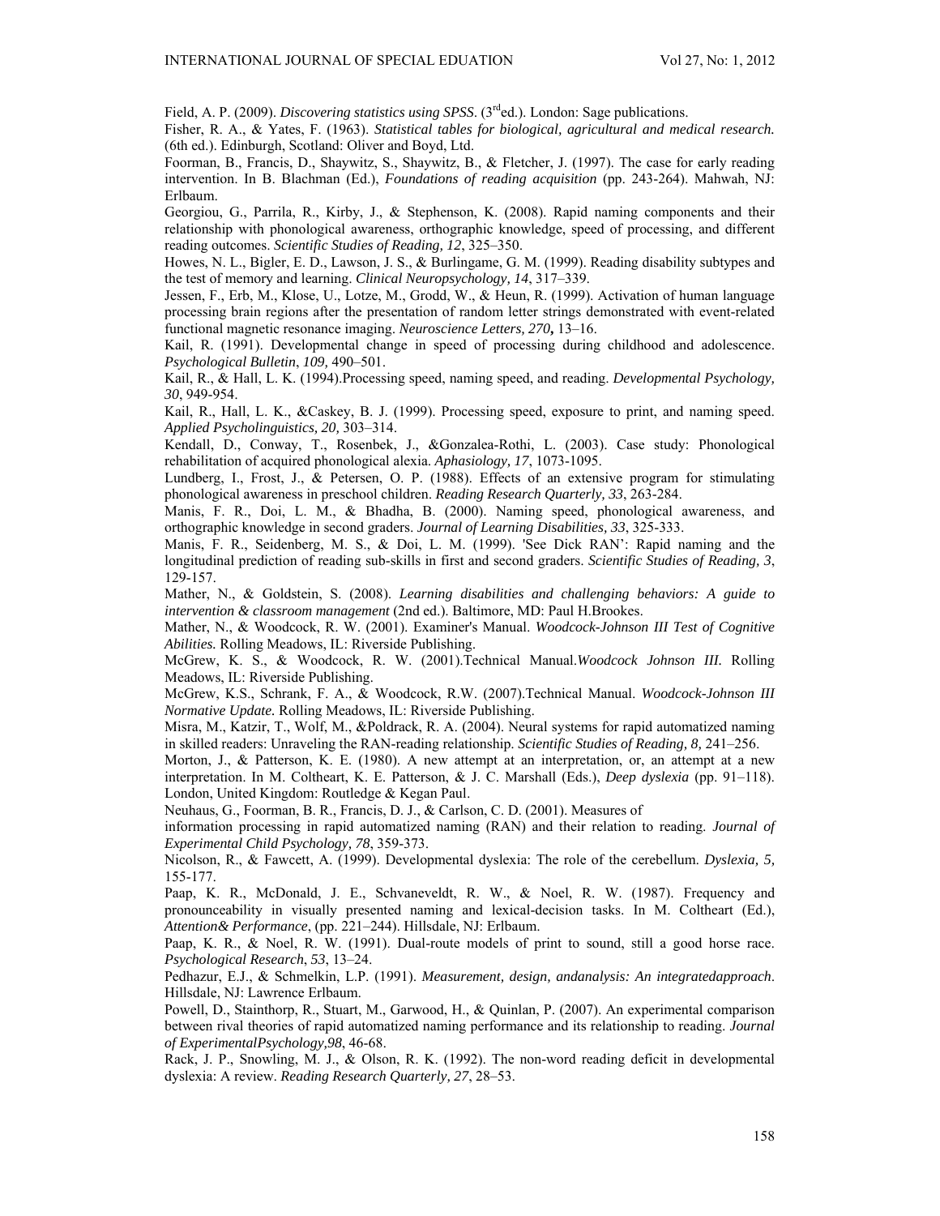Field, A. P. (2009). *Discovering statistics using SPSS*. (3rded.). London: Sage publications.

Fisher, R. A., & Yates, F. (1963). *Statistical tables for biological, agricultural and medical research.* (6th ed.). Edinburgh, Scotland: Oliver and Boyd, Ltd.

Foorman, B., Francis, D., Shaywitz, S., Shaywitz, B., & Fletcher, J. (1997). The case for early reading intervention. In B. Blachman (Ed.), *Foundations of reading acquisition* (pp. 243-264). Mahwah, NJ: Erlbaum.

Georgiou, G., Parrila, R., Kirby, J., & Stephenson, K. (2008). Rapid naming components and their relationship with phonological awareness, orthographic knowledge, speed of processing, and different reading outcomes. *Scientific Studies of Reading, 12*, 325–350.

Howes, N. L., Bigler, E. D., Lawson, J. S., & Burlingame, G. M. (1999). Reading disability subtypes and the test of memory and learning. *Clinical Neuropsychology, 14*, 317–339.

Jessen, F., Erb, M., Klose, U., Lotze, M., Grodd, W., & Heun, R. (1999). Activation of human language processing brain regions after the presentation of random letter strings demonstrated with event-related functional magnetic resonance imaging. *Neuroscience Letters, 270***,** 13–16.

Kail, R. (1991). Developmental change in speed of processing during childhood and adolescence. *Psychological Bulletin*, *109,* 490–501.

Kail, R., & Hall, L. K. (1994).Processing speed, naming speed, and reading. *Developmental Psychology, 30*, 949-954.

Kail, R., Hall, L. K., &Caskey, B. J. (1999). Processing speed, exposure to print, and naming speed. *Applied Psycholinguistics, 20,* 303–314.

Kendall, D., Conway, T., Rosenbek, J., &Gonzalea-Rothi, L. (2003). Case study: Phonological rehabilitation of acquired phonological alexia. *Aphasiology, 17*, 1073-1095.

Lundberg, I., Frost, J., & Petersen, O. P. (1988). Effects of an extensive program for stimulating phonological awareness in preschool children. *Reading Research Quarterly, 33*, 263-284.

Manis, F. R., Doi, L. M., & Bhadha, B. (2000). Naming speed, phonological awareness, and orthographic knowledge in second graders. *Journal of Learning Disabilities*, *33*, 325-333.

Manis, F. R., Seidenberg, M. S., & Doi, L. M. (1999). 'See Dick RAN': Rapid naming and the longitudinal prediction of reading sub-skills in first and second graders. *Scientific Studies of Reading, 3*, 129-157.

Mather, N., & Goldstein, S. (2008). *Learning disabilities and challenging behaviors: A guide to intervention & classroom management* (2nd ed.). Baltimore, MD: Paul H.Brookes.

Mather, N., & Woodcock, R. W. (2001). Examiner's Manual. *Woodcock-Johnson III Test of Cognitive Abilities.* Rolling Meadows, IL: Riverside Publishing.

McGrew, K. S., & Woodcock, R. W. (2001).Technical Manual.*Woodcock Johnson III.* Rolling Meadows, IL: Riverside Publishing.

McGrew, K.S., Schrank, F. A., & Woodcock, R.W. (2007).Technical Manual. *Woodcock-Johnson III Normative Update.* Rolling Meadows, IL: Riverside Publishing.

Misra, M., Katzir, T., Wolf, M., &Poldrack, R. A. (2004). Neural systems for rapid automatized naming in skilled readers: Unraveling the RAN-reading relationship. *Scientific Studies of Reading, 8,* 241–256.

Morton, J., & Patterson, K. E. (1980). A new attempt at an interpretation, or, an attempt at a new interpretation. In M. Coltheart, K. E. Patterson, & J. C. Marshall (Eds.), *Deep dyslexia* (pp. 91–118). London, United Kingdom: Routledge & Kegan Paul.

Neuhaus, G., Foorman, B. R., Francis, D. J., & Carlson, C. D. (2001). Measures of information processing in rapid automatized naming (RAN) and their relation to reading. *Journal of Experimental Child Psychology, 78*, 359-373.

Nicolson, R., & Fawcett, A. (1999). Developmental dyslexia: The role of the cerebellum. *Dyslexia, 5,* 155-177.

Paap, K. R., McDonald, J. E., Schvaneveldt, R. W., & Noel, R. W. (1987). Frequency and pronounceability in visually presented naming and lexical-decision tasks. In M. Coltheart (Ed.), *Attention& Performance*, (pp. 221–244). Hillsdale, NJ: Erlbaum.

Paap, K. R., & Noel, R. W. (1991). Dual-route models of print to sound, still a good horse race. *Psychological Research*, *53*, 13–24.

Pedhazur, E.J., & Schmelkin, L.P. (1991). *Measurement, design, andanalysis: An integratedapproach*. Hillsdale, NJ: Lawrence Erlbaum.

Powell, D., Stainthorp, R., Stuart, M., Garwood, H., & Quinlan, P. (2007). An experimental comparison between rival theories of rapid automatized naming performance and its relationship to reading. *Journal of ExperimentalPsychology,98*, 46-68.

Rack, J. P., Snowling, M. J., & Olson, R. K. (1992). The non-word reading deficit in developmental dyslexia: A review. *Reading Research Quarterly, 27*, 28–53.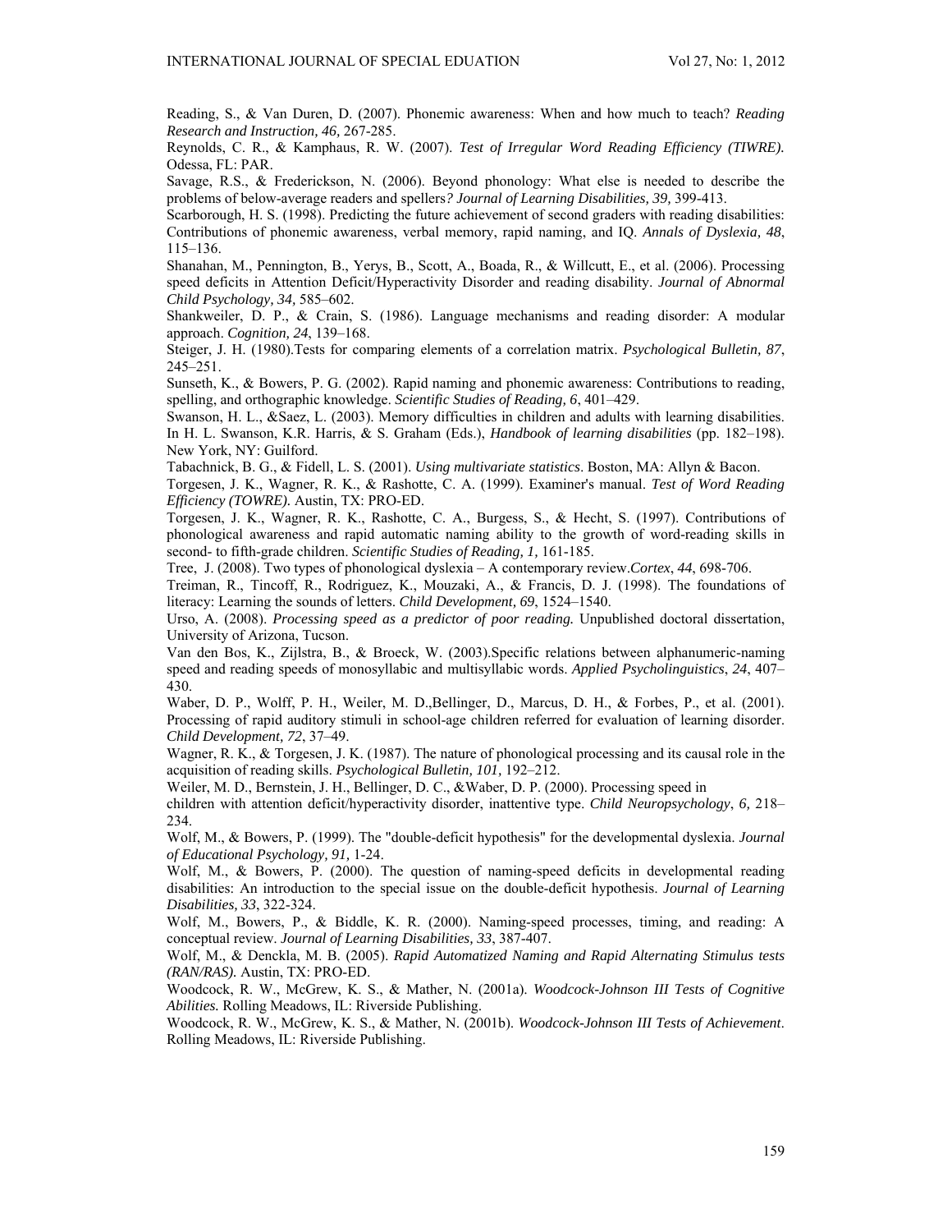Reading, S., & Van Duren, D. (2007). Phonemic awareness: When and how much to teach? *Reading Research and Instruction, 46,* 267-285.

Reynolds, C. R., & Kamphaus, R. W. (2007). *Test of Irregular Word Reading Efficiency (TIWRE).* Odessa, FL: PAR.

Savage, R.S., & Frederickson, N. (2006). Beyond phonology: What else is needed to describe the problems of below-average readers and spellers*? Journal of Learning Disabilities, 39,* 399-413.

Scarborough, H. S. (1998). Predicting the future achievement of second graders with reading disabilities: Contributions of phonemic awareness, verbal memory, rapid naming, and IQ. *Annals of Dyslexia, 48*, 115–136.

Shanahan, M., Pennington, B., Yerys, B., Scott, A., Boada, R., & Willcutt, E., et al. (2006). Processing speed deficits in Attention Deficit/Hyperactivity Disorder and reading disability. *Journal of Abnormal Child Psychology, 34,* 585–602.

Shankweiler, D. P., & Crain, S. (1986). Language mechanisms and reading disorder: A modular approach. *Cognition, 24*, 139–168.

Steiger, J. H. (1980).Tests for comparing elements of a correlation matrix. *Psychological Bulletin, 87*, 245–251.

Sunseth, K., & Bowers, P. G. (2002). Rapid naming and phonemic awareness: Contributions to reading, spelling, and orthographic knowledge. *Scientific Studies of Reading, 6*, 401–429.

Swanson, H. L., &Saez, L. (2003). Memory difficulties in children and adults with learning disabilities. In H. L. Swanson, K.R. Harris, & S. Graham (Eds.), *Handbook of learning disabilities* (pp. 182–198). New York, NY: Guilford.

Tabachnick, B. G., & Fidell, L. S. (2001). *Using multivariate statistics*. Boston, MA: Allyn & Bacon.

Torgesen, J. K., Wagner, R. K., & Rashotte, C. A. (1999). Examiner's manual. *Test of Word Reading Efficiency (TOWRE).* Austin, TX: PRO-ED.

Torgesen, J. K., Wagner, R. K., Rashotte, C. A., Burgess, S., & Hecht, S. (1997). Contributions of phonological awareness and rapid automatic naming ability to the growth of word-reading skills in second- to fifth-grade children. *Scientific Studies of Reading, 1,* 161-185.

Tree, J. (2008). Two types of phonological dyslexia – A contemporary review.*Cortex*, *44*, 698-706.

Treiman, R., Tincoff, R., Rodriguez, K., Mouzaki, A., & Francis, D. J. (1998). The foundations of literacy: Learning the sounds of letters. *Child Development, 69*, 1524–1540.

Urso, A. (2008). *Processing speed as a predictor of poor reading.* Unpublished doctoral dissertation, University of Arizona, Tucson.

Van den Bos, K., Zijlstra, B., & Broeck, W. (2003).Specific relations between alphanumeric-naming speed and reading speeds of monosyllabic and multisyllabic words. *Applied Psycholinguistics*, *24*, 407–430.

Waber, D. P., Wolff, P. H., Weiler, M. D.,Bellinger, D., Marcus, D. H., & Forbes, P., et al. (2001). Processing of rapid auditory stimuli in school-age children referred for evaluation of learning disorder. *Child Development, 72*, 37–49.

Wagner, R. K., & Torgesen, J. K. (1987). The nature of phonological processing and its causal role in the acquisition of reading skills. *Psychological Bulletin, 101,* 192–212.

Weiler, M. D., Bernstein, J. H., Bellinger, D. C., &Waber, D. P. (2000). Processing speed in children with attention deficit/hyperactivity disorder, inattentive type. *Child Neuropsychology*, *6,* 218–234.

Wolf, M., & Bowers, P. (1999). The "double-deficit hypothesis" for the developmental dyslexia. *Journal of Educational Psychology, 91,* 1-24.

Wolf, M., & Bowers, P. (2000). The question of naming-speed deficits in developmental reading disabilities: An introduction to the special issue on the double-deficit hypothesis. *Journal of Learning Disabilities, 33*, 322-324.

Wolf, M., Bowers, P., & Biddle, K. R. (2000). Naming-speed processes, timing, and reading: A conceptual review. *Journal of Learning Disabilities, 33*, 387-407.

Wolf, M., & Denckla, M. B. (2005). *Rapid Automatized Naming and Rapid Alternating Stimulus tests (RAN/RAS).* Austin, TX: PRO-ED.

Woodcock, R. W., McGrew, K. S., & Mather, N. (2001a). *Woodcock-Johnson III Tests of Cognitive Abilities.* Rolling Meadows, IL: Riverside Publishing.

Woodcock, R. W., McGrew, K. S., & Mather, N. (2001b). *Woodcock-Johnson III Tests of Achievement*. Rolling Meadows, IL: Riverside Publishing.